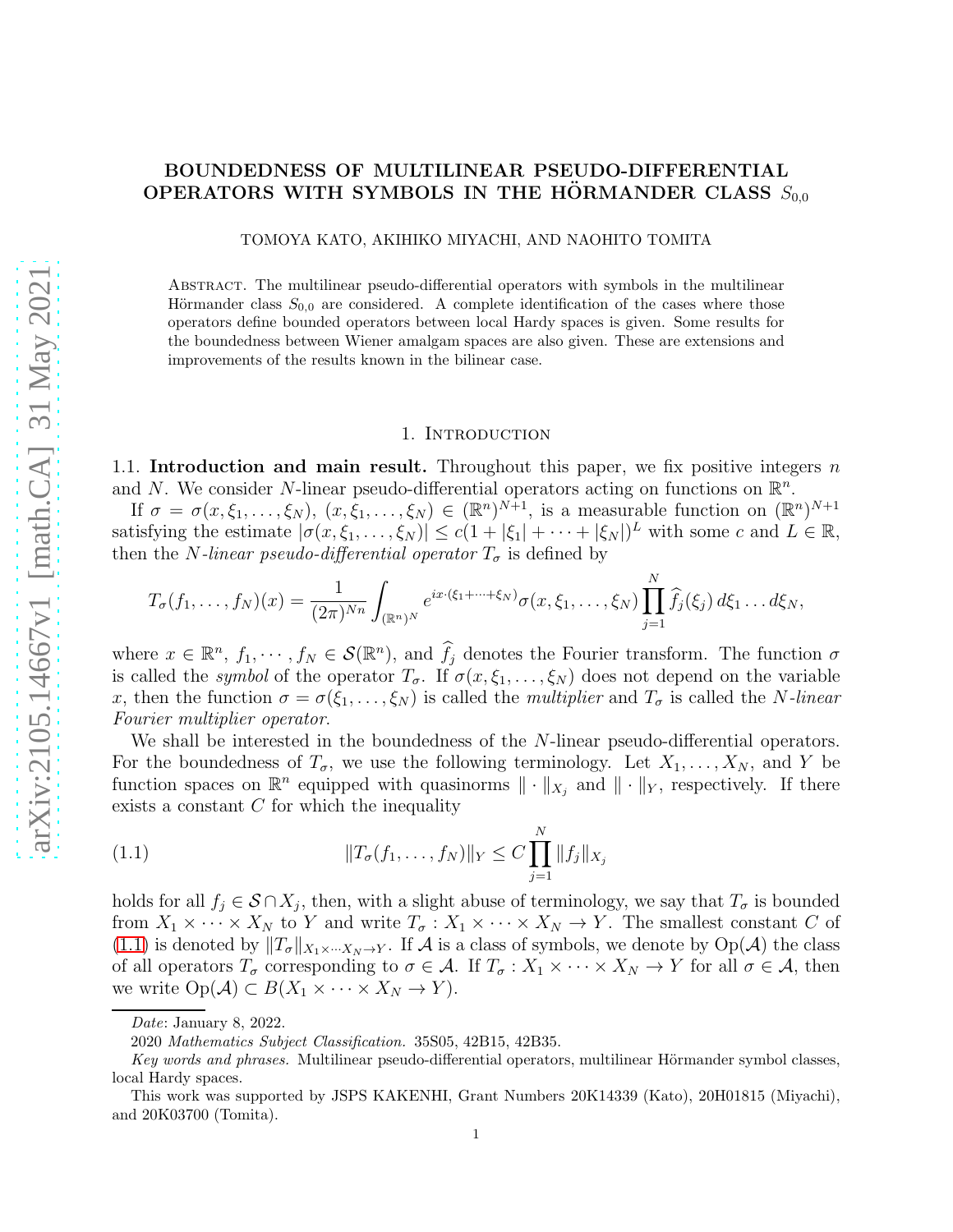# BOUNDEDNESS OF MULTILINEAR PSEUDO-DIFFERENTIAL OPERATORS WITH SYMBOLS IN THE HÖRMANDER CLASS $S_{0,0}$

TOMOYA KATO, AKIHIKO MIYACHI, AND NAOHITO TOMITA

Abstract. The multilinear pseudo-differential operators with symbols in the multilinear Hörmander class $S_{0,0}$ are considered. A complete identification of the cases where those operators define bounded operators between local Hardy spaces is given. Some results for the boundedness between Wiener amalgam spaces are also given. These are extensions and improvements of the results known in the bilinear case.

## 1. Introduction

### 1.1. Introduction and main result.

Throughout this paper, we fix positive integers $n$ and $N$. We consider $N$-linear pseudo-differential operators acting on functions on $\mathbb{R}^n$.

If $\sigma = \sigma(x, \xi_1, \dots, \xi_N)$, $(x, \xi_1, \dots, \xi_N) \in (\mathbb{R}^n)^{N+1}$, is a measurable function on $(\mathbb{R}^n)^{N+1}$ satisfying the estimate $|\sigma(x, \xi_1, \dots, \xi_N)| \le c(1 + |\xi_1| + \cdots + |\xi_N|)^L$ with some $c$ and $L \in \mathbb{R}$, then the *$N$-linear pseudo-differential operator* $T_\sigma$ is defined by

$$T_\sigma(f_1, \dots, f_N)(x) = \frac{1}{(2\pi)^{Nn}} \int_{(\mathbb{R}^n)^N} e^{ix\cdot(\xi_1+\cdots+\xi_N)} \sigma(x, \xi_1, \dots, \xi_N) \prod_{j=1}^{N} \widehat{f_j}(\xi_j)\, d\xi_1 \dots d\xi_N,$$

where $x \in \mathbb{R}^n$, $f_1, \cdots, f_N \in \mathcal{S}(\mathbb{R}^n)$, and $\widehat{f_j}$ denotes the Fourier transform. The function $\sigma$ is called the *symbol* of the operator $T_\sigma$. If $\sigma(x, \xi_1, \dots, \xi_N)$ does not depend on the variable $x$, then the function $\sigma = \sigma(\xi_1, \dots, \xi_N)$ is called the *multiplier* and $T_\sigma$ is called the *$N$-linear Fourier multiplier operator*.

We shall be interested in the boundedness of the $N$-linear pseudo-differential operators. For the boundedness of $T_\sigma$, we use the following terminology. Let $X_1, \dots, X_N$, and $Y$ be function spaces on $\mathbb{R}^n$ equipped with quasinorms $\|\cdot\|_{X_j}$ and $\|\cdot\|_Y$, respectively. If there exists a constant $C$ for which the inequality

$$\|T_\sigma(f_1, \dots, f_N)\|_Y \le C \prod_{j=1}^{N} \|f_j\|_{X_j} \tag{1.1}$$

holds for all $f_j \in \mathcal{S} \cap X_j$, then, with a slight abuse of terminology, we say that $T_\sigma$ is bounded from $X_1 \times \cdots \times X_N$ to $Y$ and write $T_\sigma : X_1 \times \cdots \times X_N \to Y$. The smallest constant $C$ of (1.1) is denoted by $\|T_\sigma\|_{X_1\times\cdots X_N\to Y}$. If $\mathcal{A}$ is a class of symbols, we denote by $\mathrm{Op}(\mathcal{A})$ the class of all operators $T_\sigma$ corresponding to $\sigma \in \mathcal{A}$. If $T_\sigma : X_1 \times \cdots \times X_N \to Y$ for all $\sigma \in \mathcal{A}$, then we write $\mathrm{Op}(\mathcal{A}) \subset B(X_1 \times \cdots \times X_N \to Y)$.

---

*Date*: January 8, 2022.

2020 *Mathematics Subject Classification.* 35S05, 42B15, 42B35.

*Key words and phrases.* Multilinear pseudo-differential operators, multilinear Hörmander symbol classes, local Hardy spaces.

This work was supported by JSPS KAKENHI, Grant Numbers 20K14339 (Kato), 20H01815 (Miyachi), and 20K03700 (Tomita).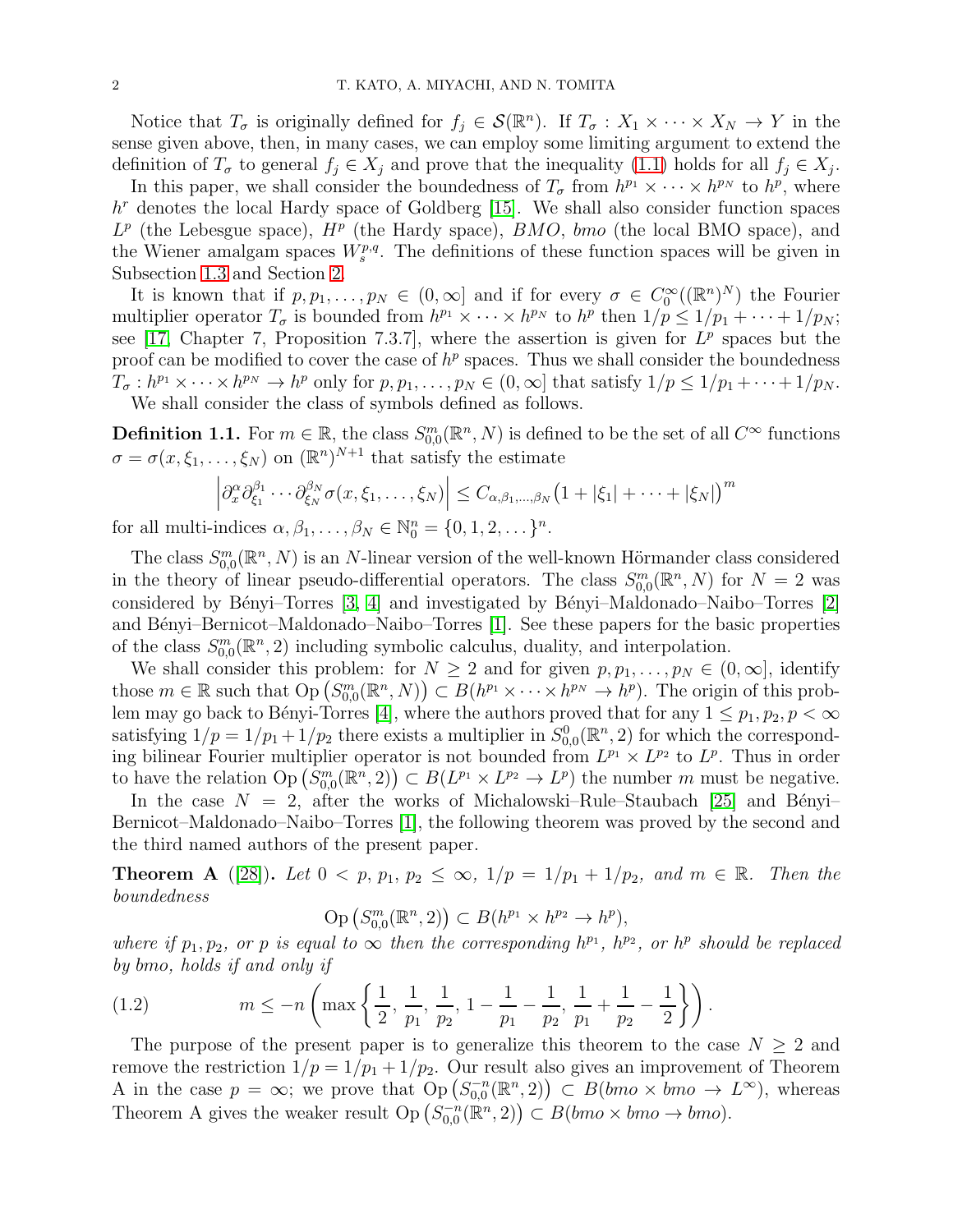Notice that $T_\sigma$ is originally defined for $f_j \in \mathcal{S}(\mathbb{R}^n)$. If $T_\sigma : X_1 \times \cdots \times X_N \to Y$ in the sense given above, then, in many cases, we can employ some limiting argument to extend the definition of $T_\sigma$ to general $f_j \in X_j$ and prove that the inequality (1.1) holds for all $f_j \in X_j$.

In this paper, we shall consider the boundedness of $T_\sigma$ from $h^{p_1} \times \cdots \times h^{p_N}$ to $h^p$, where $h^r$ denotes the local Hardy space of Goldberg [15]. We shall also consider function spaces $L^p$ (the Lebesgue space), $H^p$ (the Hardy space), $BMO$, $bmo$ (the local BMO space), and the Wiener amalgam spaces $W^{p,q}_s$. The definitions of these function spaces will be given in Subsection 1.3 and Section 2.

It is known that if $p, p_1, \dots, p_N \in (0, \infty]$ and if for every $\sigma \in C_0^\infty((\mathbb{R}^n)^N)$ the Fourier multiplier operator $T_\sigma$ is bounded from $h^{p_1} \times \cdots \times h^{p_N}$ to $h^p$ then $1/p \le 1/p_1 + \cdots + 1/p_N$; see [17, Chapter 7, Proposition 7.3.7], where the assertion is given for $L^p$ spaces but the proof can be modified to cover the case of $h^p$ spaces. Thus we shall consider the boundedness $T_\sigma : h^{p_1} \times \cdots \times h^{p_N} \to h^p$ only for $p, p_1, \dots, p_N \in (0, \infty]$ that satisfy $1/p \le 1/p_1 + \cdots + 1/p_N$.

We shall consider the class of symbols defined as follows.

**Definition 1.1.** For $m \in \mathbb{R}$, the class $S^m_{0,0}(\mathbb{R}^n, N)$ is defined to be the set of all $C^\infty$ functions $\sigma = \sigma(x, \xi_1, \dots, \xi_N)$ on $(\mathbb{R}^n)^{N+1}$ that satisfy the estimate

$$\left| \partial_x^\alpha \partial_{\xi_1}^{\beta_1} \cdots \partial_{\xi_N}^{\beta_N} \sigma(x, \xi_1, \dots, \xi_N) \right| \le C_{\alpha, \beta_1, \dots, \beta_N} \big( 1 + |\xi_1| + \cdots + |\xi_N| \big)^m$$

for all multi-indices $\alpha, \beta_1, \dots, \beta_N \in \mathbb{N}_0^n = \{0, 1, 2, \dots\}^n$.

The class $S^m_{0,0}(\mathbb{R}^n, N)$ is an $N$-linear version of the well-known Hörmander class considered in the theory of linear pseudo-differential operators. The class $S^m_{0,0}(\mathbb{R}^n, N)$ for $N = 2$ was considered by Bényi–Torres [3, 4] and investigated by Bényi–Maldonado–Naibo–Torres [2] and Bényi–Bernicot–Maldonado–Naibo–Torres [1]. See these papers for the basic properties of the class $S^m_{0,0}(\mathbb{R}^n, 2)$ including symbolic calculus, duality, and interpolation.

We shall consider this problem: for $N \ge 2$ and for given $p, p_1, \dots, p_N \in (0, \infty]$, identify those $m \in \mathbb{R}$ such that $\mathrm{Op}\left(S^m_{0,0}(\mathbb{R}^n, N)\right) \subset B(h^{p_1} \times \cdots \times h^{p_N} \to h^p)$. The origin of this problem may go back to Bényi-Torres [4], where the authors proved that for any $1 \le p_1, p_2, p < \infty$ satisfying $1/p = 1/p_1 + 1/p_2$ there exists a multiplier in $S^0_{0,0}(\mathbb{R}^n, 2)$ for which the corresponding bilinear Fourier multiplier operator is not bounded from $L^{p_1} \times L^{p_2}$ to $L^p$. Thus in order to have the relation $\mathrm{Op}\left(S^m_{0,0}(\mathbb{R}^n, 2)\right) \subset B(L^{p_1} \times L^{p_2} \to L^p)$ the number $m$ must be negative.

In the case $N = 2$, after the works of Michalowski–Rule–Staubach [25] and Bényi–Bernicot–Maldonado–Naibo–Torres [1], the following theorem was proved by the second and the third named authors of the present paper.

**Theorem A** ([28]). *Let $0 < p, p_1, p_2 \le \infty$, $1/p = 1/p_1 + 1/p_2$, and $m \in \mathbb{R}$. Then the boundedness*

$$\mathrm{Op}\left(S^m_{0,0}(\mathbb{R}^n, 2)\right) \subset B(h^{p_1} \times h^{p_2} \to h^p),$$

*where if $p_1, p_2$, or $p$ is equal to $\infty$ then the corresponding $h^{p_1}$, $h^{p_2}$, or $h^p$ should be replaced by bmo, holds if and only if*

$$m \le -n \left( \max\left\{ \frac{1}{2}, \frac{1}{p_1}, \frac{1}{p_2}, 1 - \frac{1}{p_1} - \frac{1}{p_2}, \frac{1}{p_1} + \frac{1}{p_2} - \frac{1}{2} \right\} \right). \tag{1.2}$$

The purpose of the present paper is to generalize this theorem to the case $N \ge 2$ and remove the restriction $1/p = 1/p_1 + 1/p_2$. Our result also gives an improvement of Theorem A in the case $p = \infty$; we prove that $\mathrm{Op}\left(S^{-n}_{0,0}(\mathbb{R}^n, 2)\right) \subset B(bmo \times bmo \to L^\infty)$, whereas Theorem A gives the weaker result $\mathrm{Op}\left(S^{-n}_{0,0}(\mathbb{R}^n, 2)\right) \subset B(bmo \times bmo \to bmo)$.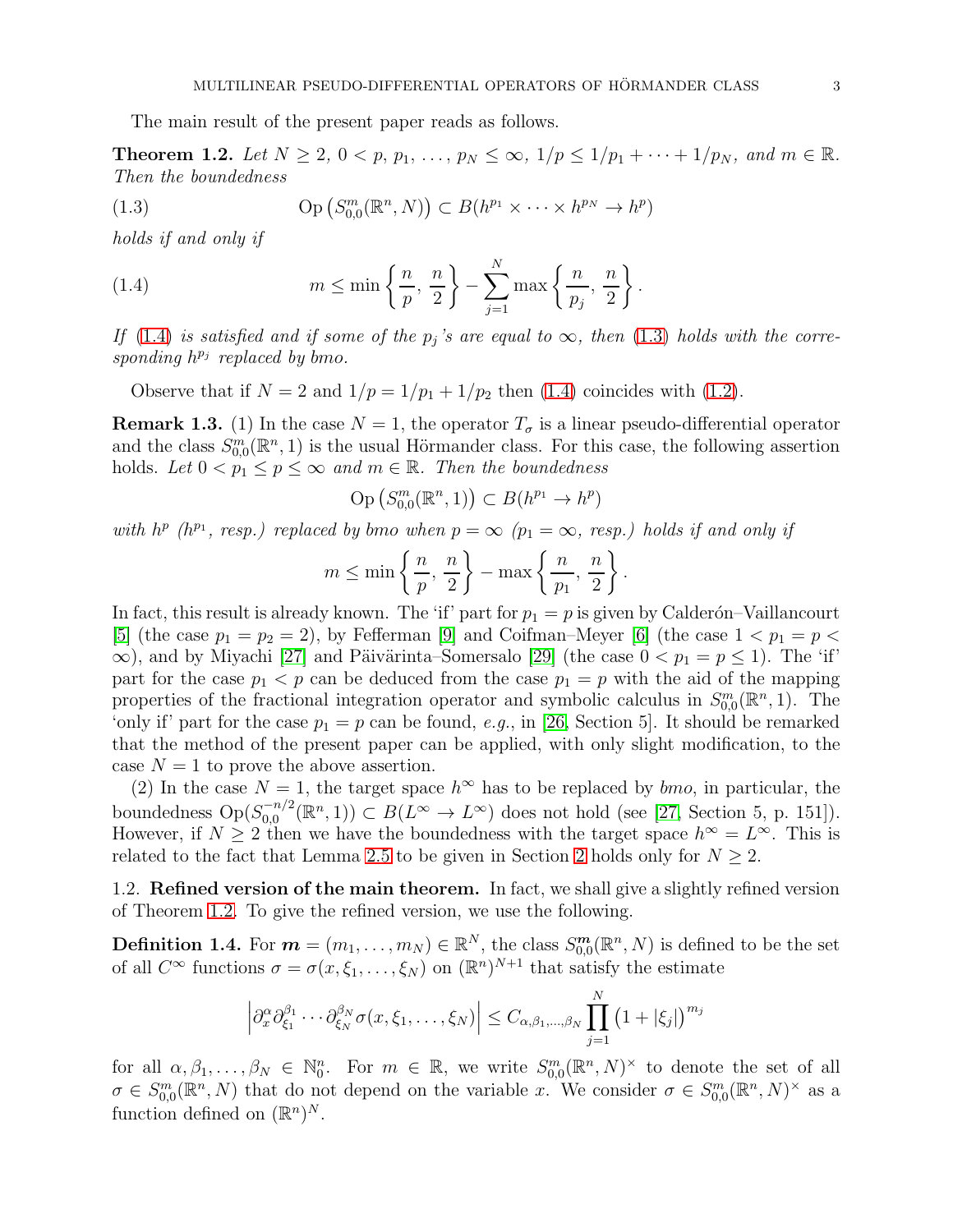The main result of the present paper reads as follows.

**Theorem 1.2.** *Let $N \geq 2$, $0 < p, p_1, \ldots, p_N \leq \infty$, $1/p \leq 1/p_1 + \cdots + 1/p_N$, and $m \in \mathbb{R}$. Then the boundedness*

$$\operatorname{Op}\left(S^m_{0,0}(\mathbb{R}^n, N)\right) \subset B(h^{p_1} \times \cdots \times h^{p_N} \to h^p) \tag{1.3}$$

*holds if and only if*

$$m \leq \min\left\{\frac{n}{p}, \frac{n}{2}\right\} - \sum_{j=1}^{N} \max\left\{\frac{n}{p_j}, \frac{n}{2}\right\}. \tag{1.4}$$

*If (1.4) is satisfied and if some of the $p_j$'s are equal to $\infty$, then (1.3) holds with the corresponding $h^{p_j}$ replaced by bmo.*

Observe that if $N = 2$ and $1/p = 1/p_1 + 1/p_2$ then (1.4) coincides with (1.2).

**Remark 1.3.** (1) In the case $N = 1$, the operator $T_\sigma$ is a linear pseudo-differential operator and the class $S^m_{0,0}(\mathbb{R}^n, 1)$ is the usual Hörmander class. For this case, the following assertion holds. *Let $0 < p_1 \leq p \leq \infty$ and $m \in \mathbb{R}$. Then the boundedness*

$$\operatorname{Op}\left(S^m_{0,0}(\mathbb{R}^n, 1)\right) \subset B(h^{p_1} \to h^p)$$

*with $h^p$ ($h^{p_1}$, resp.) replaced by bmo when $p = \infty$ ($p_1 = \infty$, resp.) holds if and only if*

$$m \leq \min\left\{\frac{n}{p}, \frac{n}{2}\right\} - \max\left\{\frac{n}{p_1}, \frac{n}{2}\right\}.$$

In fact, this result is already known. The 'if' part for $p_1 = p$ is given by Calderón–Vaillancourt [5] (the case $p_1 = p_2 = 2$), by Fefferman [9] and Coifman–Meyer [6] (the case $1 < p_1 = p < \infty$), and by Miyachi [27] and Päivärinta–Somersalo [29] (the case $0 < p_1 = p \leq 1$). The 'if' part for the case $p_1 < p$ can be deduced from the case $p_1 = p$ with the aid of the mapping properties of the fractional integration operator and symbolic calculus in $S^m_{0,0}(\mathbb{R}^n, 1)$. The 'only if' part for the case $p_1 = p$ can be found, *e.g.*, in [26, Section 5]. It should be remarked that the method of the present paper can be applied, with only slight modification, to the case $N = 1$ to prove the above assertion.

(2) In the case $N = 1$, the target space $h^\infty$ has to be replaced by *bmo*, in particular, the boundedness $\operatorname{Op}(S^{-n/2}_{0,0}(\mathbb{R}^n, 1)) \subset B(L^\infty \to L^\infty)$ does not hold (see [27, Section 5, p. 151]). However, if $N \geq 2$ then we have the boundedness with the target space $h^\infty = L^\infty$. This is related to the fact that Lemma 2.5 to be given in Section 2 holds only for $N \geq 2$.

## 1.2. Refined version of the main theorem.

In fact, we shall give a slightly refined version of Theorem 1.2. To give the refined version, we use the following.

**Definition 1.4.** For $\boldsymbol{m} = (m_1, \ldots, m_N) \in \mathbb{R}^N$, the class $S^{\boldsymbol{m}}_{0,0}(\mathbb{R}^n, N)$ is defined to be the set of all $C^\infty$ functions $\sigma = \sigma(x, \xi_1, \ldots, \xi_N)$ on $(\mathbb{R}^n)^{N+1}$ that satisfy the estimate

$$\left|\partial_x^\alpha \partial_{\xi_1}^{\beta_1} \cdots \partial_{\xi_N}^{\beta_N} \sigma(x, \xi_1, \ldots, \xi_N)\right| \leq C_{\alpha, \beta_1, \ldots, \beta_N} \prod_{j=1}^{N} \left(1 + |\xi_j|\right)^{m_j}$$

for all $\alpha, \beta_1, \ldots, \beta_N \in \mathbb{N}_0^n$. For $m \in \mathbb{R}$, we write $S^m_{0,0}(\mathbb{R}^n, N)^\times$ to denote the set of all $\sigma \in S^m_{0,0}(\mathbb{R}^n, N)$ that do not depend on the variable $x$. We consider $\sigma \in S^m_{0,0}(\mathbb{R}^n, N)^\times$ as a function defined on $(\mathbb{R}^n)^N$.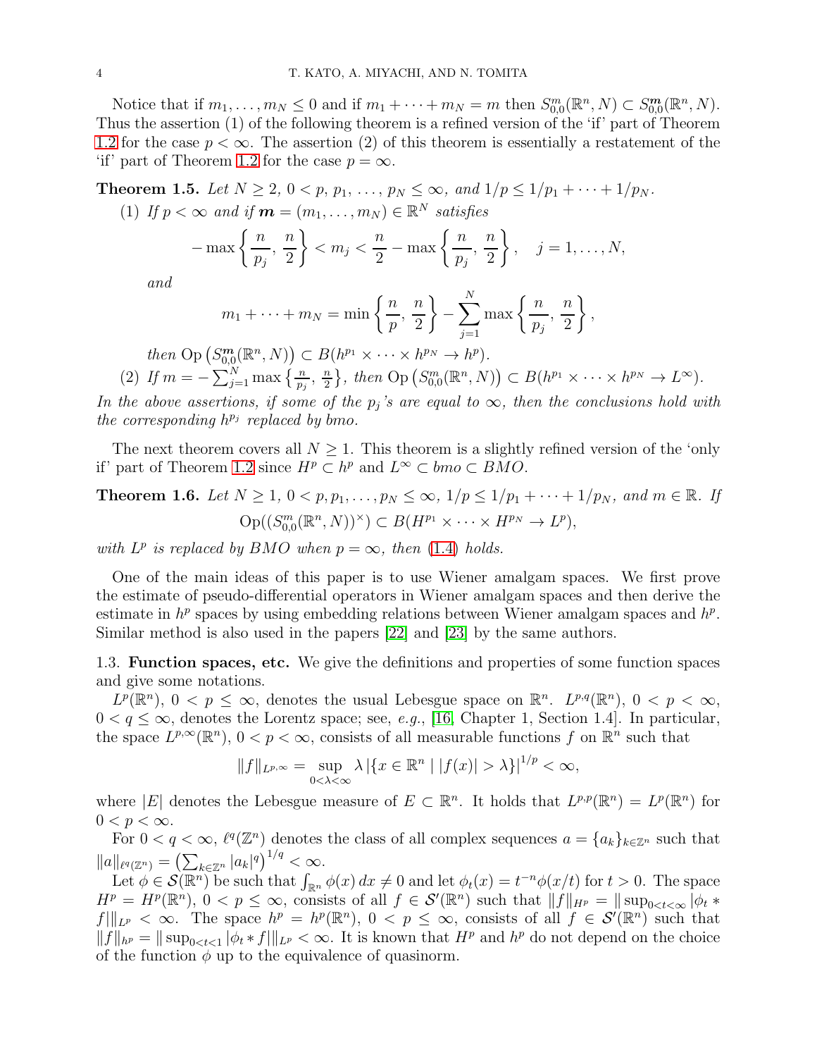Notice that if $m_1, \dots, m_N \le 0$ and if $m_1 + \cdots + m_N = m$ then $S^m_{0,0}(\mathbb{R}^n, N) \subset S^{\boldsymbol{m}}_{0,0}(\mathbb{R}^n, N)$. Thus the assertion (1) of the following theorem is a refined version of the 'if' part of Theorem 1.2 for the case $p < \infty$. The assertion (2) of this theorem is essentially a restatement of the 'if' part of Theorem 1.2 for the case $p = \infty$.

**Theorem 1.5.** *Let $N \ge 2$, $0 < p, p_1, \dots, p_N \le \infty$, and $1/p \le 1/p_1 + \cdots + 1/p_N$.*

(1) *If $p < \infty$ and if $\boldsymbol{m} = (m_1, \dots, m_N) \in \mathbb{R}^N$ satisfies*

$$-\max\left\{\frac{n}{p_j}, \frac{n}{2}\right\} < m_j < \frac{n}{2} - \max\left\{\frac{n}{p_j}, \frac{n}{2}\right\}, \quad j = 1, \dots, N,$$

*and*

$$m_1 + \cdots + m_N = \min\left\{\frac{n}{p}, \frac{n}{2}\right\} - \sum_{j=1}^{N} \max\left\{\frac{n}{p_j}, \frac{n}{2}\right\},$$

*then $\mathrm{Op}\left(S^{\boldsymbol{m}}_{0,0}(\mathbb{R}^n, N)\right) \subset B(h^{p_1} \times \cdots \times h^{p_N} \to h^p)$.*

(2) *If $m = -\sum_{j=1}^{N} \max\left\{\frac{n}{p_j}, \frac{n}{2}\right\}$, then $\mathrm{Op}\left(S^m_{0,0}(\mathbb{R}^n, N)\right) \subset B(h^{p_1} \times \cdots \times h^{p_N} \to L^\infty)$.*

*In the above assertions, if some of the $p_j$'s are equal to $\infty$, then the conclusions hold with the corresponding $h^{p_j}$ replaced by bmo.*

The next theorem covers all $N \ge 1$. This theorem is a slightly refined version of the 'only if' part of Theorem 1.2 since $H^p \subset h^p$ and $L^\infty \subset bmo \subset BMO$.

**Theorem 1.6.** *Let $N \ge 1$, $0 < p, p_1, \dots, p_N \le \infty$, $1/p \le 1/p_1 + \cdots + 1/p_N$, and $m \in \mathbb{R}$. If*

$$\mathrm{Op}((S^m_{0,0}(\mathbb{R}^n, N))^\times) \subset B(H^{p_1} \times \cdots \times H^{p_N} \to L^p),$$

*with $L^p$ is replaced by $BMO$ when $p = \infty$, then (1.4) holds.*

One of the main ideas of this paper is to use Wiener amalgam spaces. We first prove the estimate of pseudo-differential operators in Wiener amalgam spaces and then derive the estimate in $h^p$ spaces by using embedding relations between Wiener amalgam spaces and $h^p$. Similar method is also used in the papers [22] and [23] by the same authors.

### 1.3. Function spaces, etc.

We give the definitions and properties of some function spaces and give some notations.

$L^p(\mathbb{R}^n)$, $0 < p \le \infty$, denotes the usual Lebesgue space on $\mathbb{R}^n$. $L^{p,q}(\mathbb{R}^n)$, $0 < p < \infty$, $0 < q \le \infty$, denotes the Lorentz space; see, *e.g.*, [16, Chapter 1, Section 1.4]. In particular, the space $L^{p,\infty}(\mathbb{R}^n)$, $0 < p < \infty$, consists of all measurable functions $f$ on $\mathbb{R}^n$ such that

$$\|f\|_{L^{p,\infty}} = \sup_{0<\lambda<\infty} \lambda \left|\{x \in \mathbb{R}^n \mid |f(x)| > \lambda\}\right|^{1/p} < \infty,$$

where $|E|$ denotes the Lebesgue measure of $E \subset \mathbb{R}^n$. It holds that $L^{p,p}(\mathbb{R}^n) = L^p(\mathbb{R}^n)$ for $0 < p < \infty$.

For $0 < q < \infty$, $\ell^q(\mathbb{Z}^n)$ denotes the class of all complex sequences $a = \{a_k\}_{k \in \mathbb{Z}^n}$ such that $\|a\|_{\ell^q(\mathbb{Z}^n)} = \left(\sum_{k \in \mathbb{Z}^n} |a_k|^q\right)^{1/q} < \infty$.

Let $\phi \in \mathcal{S}(\mathbb{R}^n)$ be such that $\int_{\mathbb{R}^n} \phi(x)\, dx \ne 0$ and let $\phi_t(x) = t^{-n}\phi(x/t)$ for $t > 0$. The space $H^p = H^p(\mathbb{R}^n)$, $0 < p \le \infty$, consists of all $f \in \mathcal{S}'(\mathbb{R}^n)$ such that $\|f\|_{H^p} = \|\sup_{0<t<\infty} |\phi_t * f|\|_{L^p} < \infty$. The space $h^p = h^p(\mathbb{R}^n)$, $0 < p \le \infty$, consists of all $f \in \mathcal{S}'(\mathbb{R}^n)$ such that $\|f\|_{h^p} = \|\sup_{0<t<1} |\phi_t * f|\|_{L^p} < \infty$. It is known that $H^p$ and $h^p$ do not depend on the choice of the function $\phi$ up to the equivalence of quasinorm.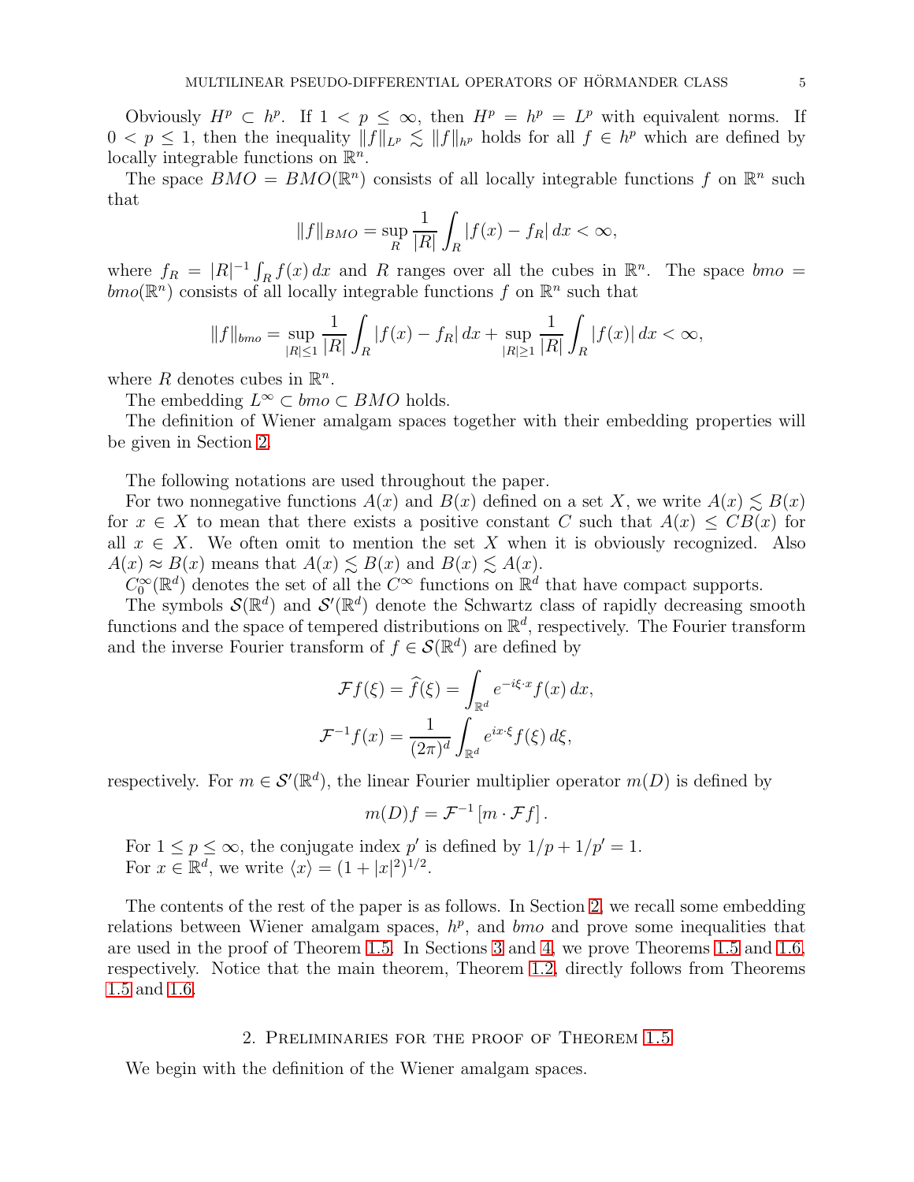Obviously $H^p \subset h^p$. If $1 < p \le \infty$, then $H^p = h^p = L^p$ with equivalent norms. If $0 < p \le 1$, then the inequality $\|f\|_{L^p} \lesssim \|f\|_{h^p}$ holds for all $f \in h^p$ which are defined by locally integrable functions on $\mathbb{R}^n$.

The space $BMO = BMO(\mathbb{R}^n)$ consists of all locally integrable functions $f$ on $\mathbb{R}^n$ such that

$$\|f\|_{BMO} = \sup_{R} \frac{1}{|R|} \int_R |f(x) - f_R|\, dx < \infty,$$

where $f_R = |R|^{-1} \int_R f(x)\, dx$ and $R$ ranges over all the cubes in $\mathbb{R}^n$. The space $bmo = bmo(\mathbb{R}^n)$ consists of all locally integrable functions $f$ on $\mathbb{R}^n$ such that

$$\|f\|_{bmo} = \sup_{|R|\le 1} \frac{1}{|R|} \int_R |f(x) - f_R|\, dx + \sup_{|R|\ge 1} \frac{1}{|R|} \int_R |f(x)|\, dx < \infty,$$

where $R$ denotes cubes in $\mathbb{R}^n$.

The embedding $L^\infty \subset bmo \subset BMO$ holds.

The definition of Wiener amalgam spaces together with their embedding properties will be given in Section 2.

The following notations are used throughout the paper.

For two nonnegative functions $A(x)$ and $B(x)$ defined on a set $X$, we write $A(x) \lesssim B(x)$ for $x \in X$ to mean that there exists a positive constant $C$ such that $A(x) \le CB(x)$ for all $x \in X$. We often omit to mention the set $X$ when it is obviously recognized. Also $A(x) \approx B(x)$ means that $A(x) \lesssim B(x)$ and $B(x) \lesssim A(x)$.

$C_0^\infty(\mathbb{R}^d)$ denotes the set of all the $C^\infty$ functions on $\mathbb{R}^d$ that have compact supports.

The symbols $\mathcal{S}(\mathbb{R}^d)$ and $\mathcal{S}'(\mathbb{R}^d)$ denote the Schwartz class of rapidly decreasing smooth functions and the space of tempered distributions on $\mathbb{R}^d$, respectively. The Fourier transform and the inverse Fourier transform of $f \in \mathcal{S}(\mathbb{R}^d)$ are defined by

$$\mathcal{F}f(\xi) = \widehat{f}(\xi) = \int_{\mathbb{R}^d} e^{-i\xi\cdot x} f(x)\, dx,$$
$$\mathcal{F}^{-1}f(x) = \frac{1}{(2\pi)^d} \int_{\mathbb{R}^d} e^{ix\cdot\xi} f(\xi)\, d\xi,$$

respectively. For $m \in \mathcal{S}'(\mathbb{R}^d)$, the linear Fourier multiplier operator $m(D)$ is defined by

$$m(D)f = \mathcal{F}^{-1}\left[m \cdot \mathcal{F}f\right].$$

For $1 \le p \le \infty$, the conjugate index $p'$ is defined by $1/p + 1/p' = 1$.

For $x \in \mathbb{R}^d$, we write $\langle x \rangle = (1 + |x|^2)^{1/2}$.

The contents of the rest of the paper is as follows. In Section 2, we recall some embedding relations between Wiener amalgam spaces, $h^p$, and $bmo$ and prove some inequalities that are used in the proof of Theorem 1.5. In Sections 3 and 4, we prove Theorems 1.5 and 1.6, respectively. Notice that the main theorem, Theorem 1.2, directly follows from Theorems 1.5 and 1.6.

## 2. Preliminaries for the proof of Theorem 1.5

We begin with the definition of the Wiener amalgam spaces.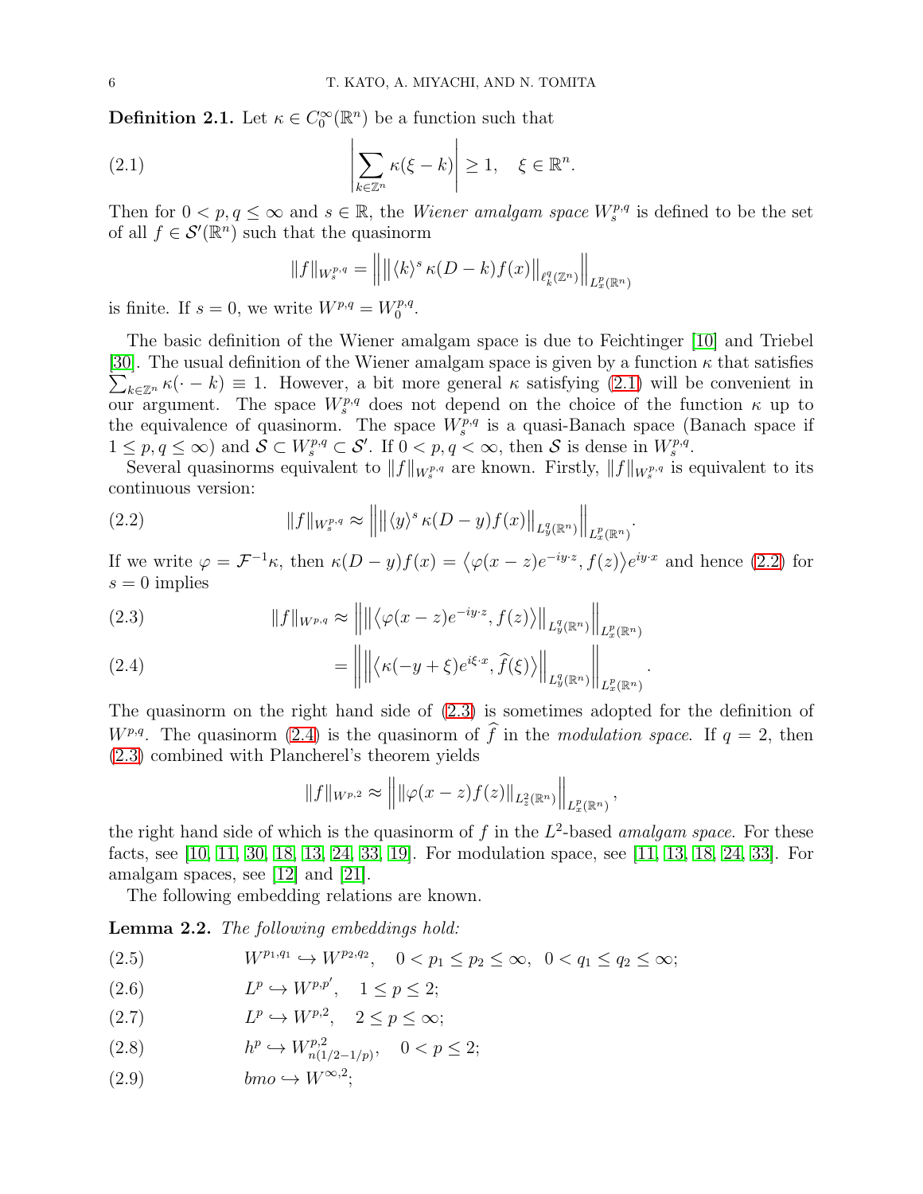**Definition 2.1.** Let $\kappa \in C_0^\infty(\mathbb{R}^n)$ be a function such that

$$\left| \sum_{k \in \mathbb{Z}^n} \kappa(\xi - k) \right| \geq 1, \quad \xi \in \mathbb{R}^n. \tag{2.1}$$

Then for $0 < p, q \leq \infty$ and $s \in \mathbb{R}$, the *Wiener amalgam space* $W_s^{p,q}$ is defined to be the set of all $f \in \mathcal{S}'(\mathbb{R}^n)$ such that the quasinorm

$$\|f\|_{W_s^{p,q}} = \left\| \left\| \langle k \rangle^s \kappa(D - k) f(x) \right\|_{\ell_k^q(\mathbb{Z}^n)} \right\|_{L_x^p(\mathbb{R}^n)}$$

is finite. If $s = 0$, we write $W^{p,q} = W_0^{p,q}$.

The basic definition of the Wiener amalgam space is due to Feichtinger [10] and Triebel [30]. The usual definition of the Wiener amalgam space is given by a function $\kappa$ that satisfies $\sum_{k \in \mathbb{Z}^n} \kappa(\cdot - k) \equiv 1$. However, a bit more general $\kappa$ satisfying (2.1) will be convenient in our argument. The space $W_s^{p,q}$ does not depend on the choice of the function $\kappa$ up to the equivalence of quasinorm. The space $W_s^{p,q}$ is a quasi-Banach space (Banach space if $1 \leq p, q \leq \infty$) and $\mathcal{S} \subset W_s^{p,q} \subset \mathcal{S}'$. If $0 < p, q < \infty$, then $\mathcal{S}$ is dense in $W_s^{p,q}$.

Several quasinorms equivalent to $\|f\|_{W_s^{p,q}}$ are known. Firstly, $\|f\|_{W_s^{p,q}}$ is equivalent to its continuous version:

$$\|f\|_{W_s^{p,q}} \approx \left\| \left\| \langle y \rangle^s \kappa(D - y) f(x) \right\|_{L_y^q(\mathbb{R}^n)} \right\|_{L_x^p(\mathbb{R}^n)}. \tag{2.2}$$

If we write $\varphi = \mathcal{F}^{-1}\kappa$, then $\kappa(D - y) f(x) = \langle \varphi(x - z) e^{-iy \cdot z}, f(z) \rangle e^{iy \cdot x}$ and hence (2.2) for $s = 0$ implies

$$\|f\|_{W^{p,q}} \approx \left\| \left\| \langle \varphi(x - z) e^{-iy \cdot z}, f(z) \rangle \right\|_{L_y^q(\mathbb{R}^n)} \right\|_{L_x^p(\mathbb{R}^n)} \tag{2.3}$$

$$= \left\| \left\| \langle \kappa(-y + \xi) e^{i\xi \cdot x}, \widehat{f}(\xi) \rangle \right\|_{L_y^q(\mathbb{R}^n)} \right\|_{L_x^p(\mathbb{R}^n)}. \tag{2.4}$$

The quasinorm on the right hand side of (2.3) is sometimes adopted for the definition of $W^{p,q}$. The quasinorm (2.4) is the quasinorm of $\widehat{f}$ in the *modulation space*. If $q = 2$, then (2.3) combined with Plancherel's theorem yields

$$\|f\|_{W^{p,2}} \approx \left\| \|\varphi(x - z) f(z)\|_{L_z^2(\mathbb{R}^n)} \right\|_{L_x^p(\mathbb{R}^n)},$$

the right hand side of which is the quasinorm of $f$ in the $L^2$-based *amalgam space*. For these facts, see [10, 11, 30, 18, 13, 24, 33, 19]. For modulation space, see [11, 13, 18, 24, 33]. For amalgam spaces, see [12] and [21].

The following embedding relations are known.

**Lemma 2.2.** *The following embeddings hold:*

$$W^{p_1,q_1} \hookrightarrow W^{p_2,q_2}, \quad 0 < p_1 \leq p_2 \leq \infty, \ \ 0 < q_1 \leq q_2 \leq \infty; \tag{2.5}$$

$$L^p \hookrightarrow W^{p,p'}, \quad 1 \leq p \leq 2; \tag{2.6}$$

$$L^p \hookrightarrow W^{p,2}, \quad 2 \leq p \leq \infty; \tag{2.7}$$

$$h^p \hookrightarrow W^{p,2}_{n(1/2-1/p)}, \quad 0 < p \leq 2; \tag{2.8}$$

$$bmo \hookrightarrow W^{\infty,2}; \tag{2.9}$$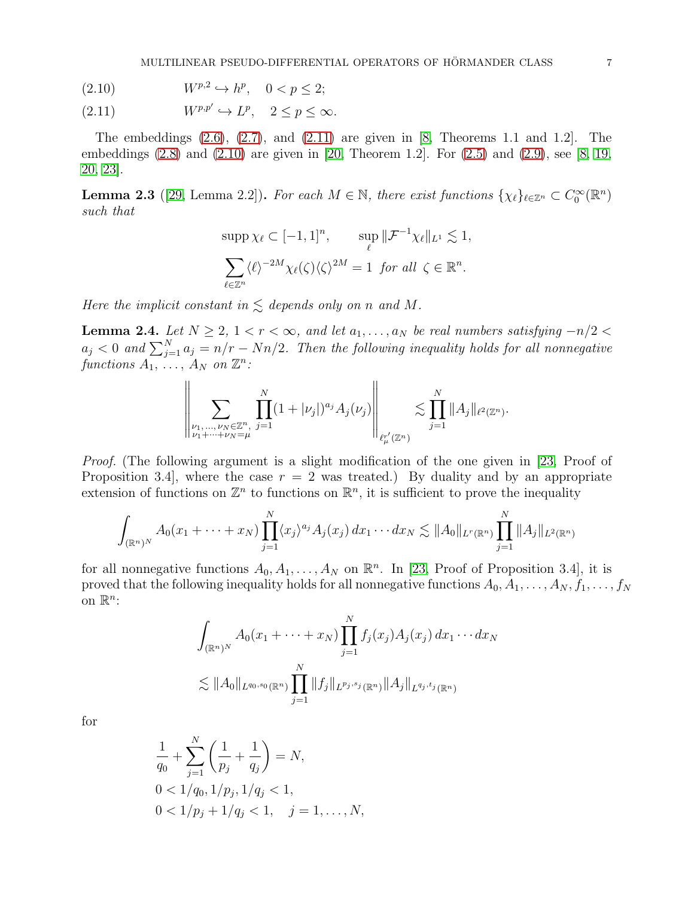$$W^{p,2} \hookrightarrow h^p, \quad 0 < p \le 2; \tag{2.10}$$

$$W^{p,p'} \hookrightarrow L^p, \quad 2 \le p \le \infty. \tag{2.11}$$

The embeddings (2.6), (2.7), and (2.11) are given in [8, Theorems 1.1 and 1.2]. The embeddings (2.8) and (2.10) are given in [20, Theorem 1.2]. For (2.5) and (2.9), see [8, 19, 20, 23].

**Lemma 2.3** ([29, Lemma 2.2])**.** *For each $M \in \mathbb{N}$, there exist functions $\{\chi_\ell\}_{\ell\in\mathbb{Z}^n} \subset C_0^\infty(\mathbb{R}^n)$ such that*

$$\operatorname{supp} \chi_\ell \subset [-1,1]^n, \qquad \sup_\ell \|\mathcal{F}^{-1}\chi_\ell\|_{L^1} \lesssim 1,$$

$$\sum_{\ell\in\mathbb{Z}^n} \langle \ell\rangle^{-2M} \chi_\ell(\zeta)\langle\zeta\rangle^{2M} = 1 \text{ for all } \zeta \in \mathbb{R}^n.$$

*Here the implicit constant in $\lesssim$ depends only on $n$ and $M$.*

**Lemma 2.4.** *Let $N \ge 2$, $1 < r < \infty$, and let $a_1, \dots, a_N$ be real numbers satisfying $-n/2 < a_j < 0$ and $\sum_{j=1}^N a_j = n/r - Nn/2$. Then the following inequality holds for all nonnegative functions $A_1, \dots, A_N$ on $\mathbb{Z}^n$:*

$$\left\| \sum_{\substack{\nu_1,\dots,\nu_N\in\mathbb{Z}^n,\\ \nu_1+\cdots+\nu_N=\mu}} \prod_{j=1}^N (1+|\nu_j|)^{a_j} A_j(\nu_j) \right\|_{\ell^{r'}_\mu(\mathbb{Z}^n)} \lesssim \prod_{j=1}^N \|A_j\|_{\ell^2(\mathbb{Z}^n)}.$$

*Proof.* (The following argument is a slight modification of the one given in [23, Proof of Proposition 3.4], where the case $r = 2$ was treated.) By duality and by an appropriate extension of functions on $\mathbb{Z}^n$ to functions on $\mathbb{R}^n$, it is sufficient to prove the inequality

$$\int_{(\mathbb{R}^n)^N} A_0(x_1+\cdots+x_N) \prod_{j=1}^N \langle x_j\rangle^{a_j} A_j(x_j)\, dx_1\cdots dx_N \lesssim \|A_0\|_{L^r(\mathbb{R}^n)} \prod_{j=1}^N \|A_j\|_{L^2(\mathbb{R}^n)}$$

for all nonnegative functions $A_0, A_1, \dots, A_N$ on $\mathbb{R}^n$. In [23, Proof of Proposition 3.4], it is proved that the following inequality holds for all nonnegative functions $A_0, A_1, \dots, A_N, f_1, \dots, f_N$ on $\mathbb{R}^n$:

$$\int_{(\mathbb{R}^n)^N} A_0(x_1+\cdots+x_N) \prod_{j=1}^N f_j(x_j) A_j(x_j)\, dx_1\cdots dx_N$$

$$\lesssim \|A_0\|_{L^{q_0,s_0}(\mathbb{R}^n)} \prod_{j=1}^N \|f_j\|_{L^{p_j,s_j}(\mathbb{R}^n)} \|A_j\|_{L^{q_j,t_j}(\mathbb{R}^n)}$$

for

$$\frac{1}{q_0} + \sum_{j=1}^N \left(\frac{1}{p_j} + \frac{1}{q_j}\right) = N,$$

$$0 < 1/q_0, 1/p_j, 1/q_j < 1,$$

$$0 < 1/p_j + 1/q_j < 1, \quad j = 1, \dots, N,$$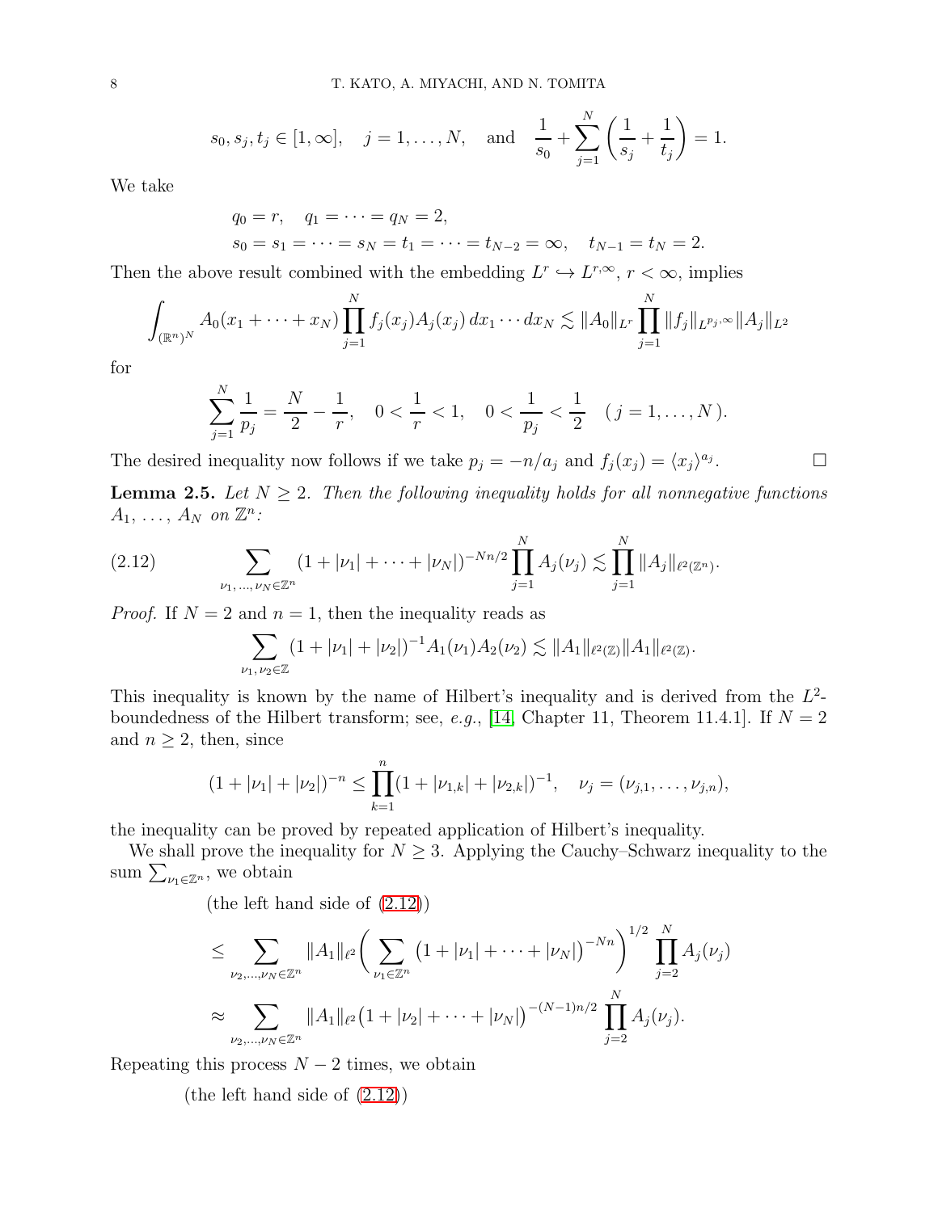$$s_0, s_j, t_j \in [1,\infty], \quad j = 1, \dots, N, \quad \text{and} \quad \frac{1}{s_0} + \sum_{j=1}^{N} \left( \frac{1}{s_j} + \frac{1}{t_j} \right) = 1.$$

We take

$$q_0 = r, \quad q_1 = \dots = q_N = 2,$$
$$s_0 = s_1 = \dots = s_N = t_1 = \dots = t_{N-2} = \infty, \quad t_{N-1} = t_N = 2.$$

Then the above result combined with the embedding $L^r \hookrightarrow L^{r,\infty}$, $r < \infty$, implies

$$\int_{(\mathbb{R}^n)^N} A_0(x_1 + \dots + x_N) \prod_{j=1}^{N} f_j(x_j) A_j(x_j)\, dx_1 \cdots dx_N \lesssim \|A_0\|_{L^r} \prod_{j=1}^{N} \|f_j\|_{L^{p_j,\infty}} \|A_j\|_{L^2}$$

for

$$\sum_{j=1}^{N} \frac{1}{p_j} = \frac{N}{2} - \frac{1}{r}, \quad 0 < \frac{1}{r} < 1, \quad 0 < \frac{1}{p_j} < \frac{1}{2} \quad (\, j = 1, \dots, N\,).$$

The desired inequality now follows if we take $p_j = -n/a_j$ and $f_j(x_j) = \langle x_j \rangle^{a_j}$. □

**Lemma 2.5.** *Let $N \geq 2$. Then the following inequality holds for all nonnegative functions $A_1, \dots, A_N$ on $\mathbb{Z}^n$:*

$$\sum_{\nu_1, \dots, \nu_N \in \mathbb{Z}^n} (1 + |\nu_1| + \dots + |\nu_N|)^{-Nn/2} \prod_{j=1}^{N} A_j(\nu_j) \lesssim \prod_{j=1}^{N} \|A_j\|_{\ell^2(\mathbb{Z}^n)}. \tag{2.12}$$

*Proof.* If $N = 2$ and $n = 1$, then the inequality reads as

$$\sum_{\nu_1, \nu_2 \in \mathbb{Z}} (1 + |\nu_1| + |\nu_2|)^{-1} A_1(\nu_1) A_2(\nu_2) \lesssim \|A_1\|_{\ell^2(\mathbb{Z})} \|A_1\|_{\ell^2(\mathbb{Z})}.$$

This inequality is known by the name of Hilbert's inequality and is derived from the $L^2$-boundedness of the Hilbert transform; see, *e.g.*, [14, Chapter 11, Theorem 11.4.1]. If $N = 2$ and $n \geq 2$, then, since

$$(1 + |\nu_1| + |\nu_2|)^{-n} \leq \prod_{k=1}^{n} (1 + |\nu_{1,k}| + |\nu_{2,k}|)^{-1}, \quad \nu_j = (\nu_{j,1}, \dots, \nu_{j,n}),$$

the inequality can be proved by repeated application of Hilbert's inequality.

We shall prove the inequality for $N \geq 3$. Applying the Cauchy–Schwarz inequality to the sum $\sum_{\nu_1 \in \mathbb{Z}^n}$, we obtain

$$\begin{aligned}
&(\text{the left hand side of (2.12)}) \\
&\leq \sum_{\nu_2, \dots, \nu_N \in \mathbb{Z}^n} \|A_1\|_{\ell^2} \bigg( \sum_{\nu_1 \in \mathbb{Z}^n} \big(1 + |\nu_1| + \dots + |\nu_N|\big)^{-Nn} \bigg)^{1/2} \prod_{j=2}^{N} A_j(\nu_j) \\
&\approx \sum_{\nu_2, \dots, \nu_N \in \mathbb{Z}^n} \|A_1\|_{\ell^2} \big(1 + |\nu_2| + \dots + |\nu_N|\big)^{-(N-1)n/2} \prod_{j=2}^{N} A_j(\nu_j).
\end{aligned}$$

Repeating this process $N - 2$ times, we obtain

(the left hand side of (2.12))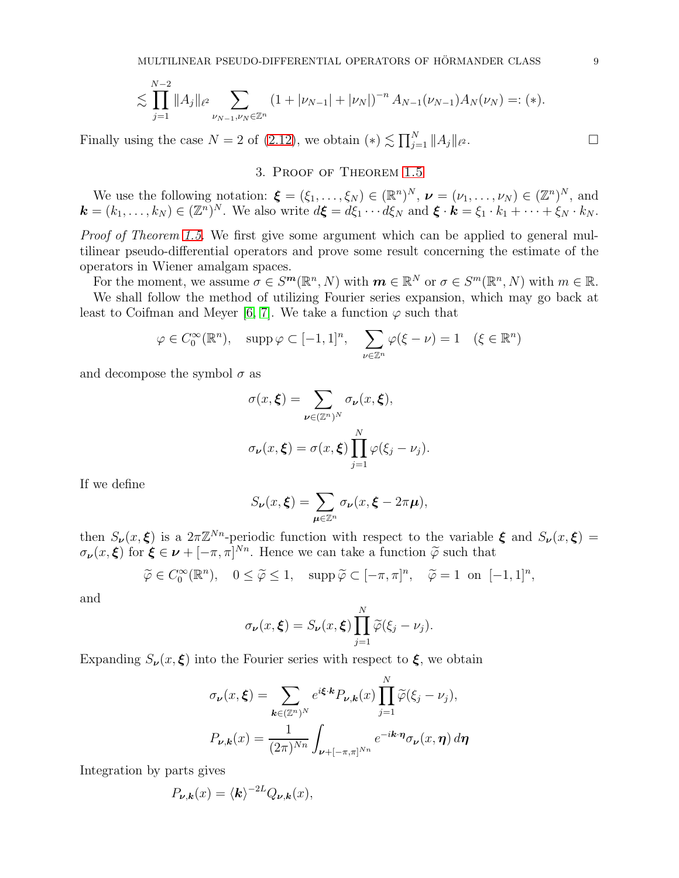$$\lesssim \prod_{j=1}^{N-2} \|A_j\|_{\ell^2} \sum_{\nu_{N-1},\nu_N \in \mathbb{Z}^n} (1+|\nu_{N-1}|+|\nu_N|)^{-n} A_{N-1}(\nu_{N-1}) A_N(\nu_N) =: (*).$$

Finally using the case $N=2$ of (2.12), we obtain $(*) \lesssim \prod_{j=1}^{N} \|A_j\|_{\ell^2}$. $\square$

## 3. Proof of Theorem 1.5

We use the following notation: $\boldsymbol{\xi} = (\xi_1, \dots, \xi_N) \in (\mathbb{R}^n)^N$, $\boldsymbol{\nu} = (\nu_1, \dots, \nu_N) \in (\mathbb{Z}^n)^N$, and $\boldsymbol{k} = (k_1, \dots, k_N) \in (\mathbb{Z}^n)^N$. We also write $d\boldsymbol{\xi} = d\xi_1 \cdots d\xi_N$ and $\boldsymbol{\xi} \cdot \boldsymbol{k} = \xi_1 \cdot k_1 + \dots + \xi_N \cdot k_N$.

*Proof of Theorem 1.5.* We first give some argument which can be applied to general multilinear pseudo-differential operators and prove some result concerning the estimate of the operators in Wiener amalgam spaces.

For the moment, we assume $\sigma \in S^{\boldsymbol{m}}(\mathbb{R}^n, N)$ with $\boldsymbol{m} \in \mathbb{R}^N$ or $\sigma \in S^m(\mathbb{R}^n, N)$ with $m \in \mathbb{R}$.

We shall follow the method of utilizing Fourier series expansion, which may go back at least to Coifman and Meyer [6, 7]. We take a function $\varphi$ such that

$$\varphi \in C_0^\infty(\mathbb{R}^n), \quad \operatorname{supp} \varphi \subset [-1,1]^n, \quad \sum_{\nu \in \mathbb{Z}^n} \varphi(\xi - \nu) = 1 \quad (\xi \in \mathbb{R}^n)$$

and decompose the symbol $\sigma$ as

$$\sigma(x, \boldsymbol{\xi}) = \sum_{\boldsymbol{\nu} \in (\mathbb{Z}^n)^N} \sigma_{\boldsymbol{\nu}}(x, \boldsymbol{\xi}),$$

$$\sigma_{\boldsymbol{\nu}}(x, \boldsymbol{\xi}) = \sigma(x, \boldsymbol{\xi}) \prod_{j=1}^{N} \varphi(\xi_j - \nu_j).$$

If we define

$$S_{\boldsymbol{\nu}}(x, \boldsymbol{\xi}) = \sum_{\boldsymbol{\mu} \in \mathbb{Z}^n} \sigma_{\boldsymbol{\nu}}(x, \boldsymbol{\xi} - 2\pi \boldsymbol{\mu}),$$

then $S_{\boldsymbol{\nu}}(x, \boldsymbol{\xi})$ is a $2\pi\mathbb{Z}^{Nn}$-periodic function with respect to the variable $\boldsymbol{\xi}$ and $S_{\boldsymbol{\nu}}(x, \boldsymbol{\xi}) = \sigma_{\boldsymbol{\nu}}(x, \boldsymbol{\xi})$ for $\boldsymbol{\xi} \in \boldsymbol{\nu} + [-\pi, \pi]^{Nn}$. Hence we can take a function $\widetilde{\varphi}$ such that

$$\widetilde{\varphi} \in C_0^\infty(\mathbb{R}^n), \quad 0 \le \widetilde{\varphi} \le 1, \quad \operatorname{supp} \widetilde{\varphi} \subset [-\pi, \pi]^n, \quad \widetilde{\varphi} = 1 \text{ on } [-1,1]^n,$$

and

$$\sigma_{\boldsymbol{\nu}}(x, \boldsymbol{\xi}) = S_{\boldsymbol{\nu}}(x, \boldsymbol{\xi}) \prod_{j=1}^{N} \widetilde{\varphi}(\xi_j - \nu_j).$$

Expanding $S_{\boldsymbol{\nu}}(x, \boldsymbol{\xi})$ into the Fourier series with respect to $\boldsymbol{\xi}$, we obtain

$$\sigma_{\boldsymbol{\nu}}(x, \boldsymbol{\xi}) = \sum_{\boldsymbol{k} \in (\mathbb{Z}^n)^N} e^{i\boldsymbol{\xi} \cdot \boldsymbol{k}} P_{\boldsymbol{\nu}, \boldsymbol{k}}(x) \prod_{j=1}^{N} \widetilde{\varphi}(\xi_j - \nu_j),$$

$$P_{\boldsymbol{\nu}, \boldsymbol{k}}(x) = \frac{1}{(2\pi)^{Nn}} \int_{\boldsymbol{\nu} + [-\pi, \pi]^{Nn}} e^{-i\boldsymbol{k} \cdot \boldsymbol{\eta}} \sigma_{\boldsymbol{\nu}}(x, \boldsymbol{\eta}) \, d\boldsymbol{\eta}$$

Integration by parts gives

$$P_{\boldsymbol{\nu}, \boldsymbol{k}}(x) = \langle \boldsymbol{k} \rangle^{-2L} Q_{\boldsymbol{\nu}, \boldsymbol{k}}(x),$$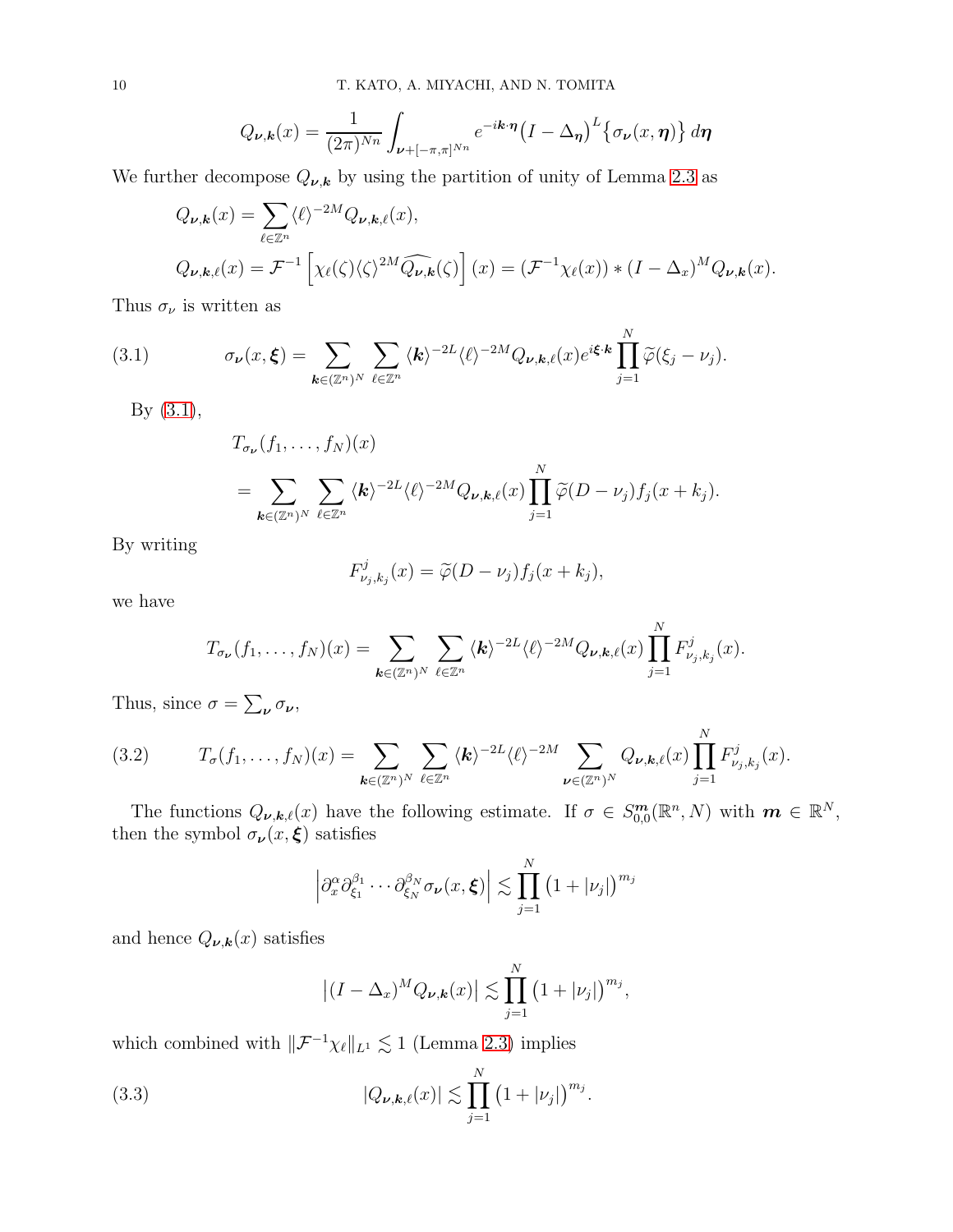$$Q_{\boldsymbol{\nu},\boldsymbol{k}}(x) = \frac{1}{(2\pi)^{Nn}} \int_{\boldsymbol{\nu}+[-\pi,\pi]^{Nn}} e^{-i\boldsymbol{k}\cdot\boldsymbol{\eta}} \big(I - \Delta_{\boldsymbol{\eta}}\big)^L \big\{\sigma_{\boldsymbol{\nu}}(x,\boldsymbol{\eta})\big\}\, d\boldsymbol{\eta}$$

We further decompose $Q_{\boldsymbol{\nu},\boldsymbol{k}}$ by using the partition of unity of Lemma 2.3 as

$$Q_{\boldsymbol{\nu},\boldsymbol{k}}(x) = \sum_{\ell\in\mathbb{Z}^n} \langle \ell\rangle^{-2M} Q_{\boldsymbol{\nu},\boldsymbol{k},\ell}(x),$$

$$Q_{\boldsymbol{\nu},\boldsymbol{k},\ell}(x) = \mathcal{F}^{-1}\left[\chi_\ell(\zeta)\langle\zeta\rangle^{2M}\widehat{Q_{\boldsymbol{\nu},\boldsymbol{k}}}(\zeta)\right](x) = (\mathcal{F}^{-1}\chi_\ell(x)) * (I-\Delta_x)^M Q_{\boldsymbol{\nu},\boldsymbol{k}}(x).$$

Thus $\sigma_\nu$ is written as

$$\sigma_{\boldsymbol{\nu}}(x,\boldsymbol{\xi}) = \sum_{\boldsymbol{k}\in(\mathbb{Z}^n)^N} \sum_{\ell\in\mathbb{Z}^n} \langle \boldsymbol{k}\rangle^{-2L}\langle\ell\rangle^{-2M} Q_{\boldsymbol{\nu},\boldsymbol{k},\ell}(x) e^{i\boldsymbol{\xi}\cdot\boldsymbol{k}} \prod_{j=1}^N \widetilde{\varphi}(\xi_j - \nu_j). \tag{3.1}$$

By (3.1),

$$\begin{aligned} &T_{\sigma_{\boldsymbol{\nu}}}(f_1,\dots,f_N)(x) \\ &= \sum_{\boldsymbol{k}\in(\mathbb{Z}^n)^N} \sum_{\ell\in\mathbb{Z}^n} \langle \boldsymbol{k}\rangle^{-2L}\langle\ell\rangle^{-2M} Q_{\boldsymbol{\nu},\boldsymbol{k},\ell}(x) \prod_{j=1}^N \widetilde{\varphi}(D-\nu_j) f_j(x+k_j). \end{aligned}$$

By writing

$$F^j_{\nu_j,k_j}(x) = \widetilde{\varphi}(D-\nu_j) f_j(x+k_j),$$

we have

$$T_{\sigma_{\boldsymbol{\nu}}}(f_1,\dots,f_N)(x) = \sum_{\boldsymbol{k}\in(\mathbb{Z}^n)^N} \sum_{\ell\in\mathbb{Z}^n} \langle \boldsymbol{k}\rangle^{-2L}\langle\ell\rangle^{-2M} Q_{\boldsymbol{\nu},\boldsymbol{k},\ell}(x) \prod_{j=1}^N F^j_{\nu_j,k_j}(x).$$

Thus, since $\sigma = \sum_{\boldsymbol{\nu}} \sigma_{\boldsymbol{\nu}}$,

$$T_\sigma(f_1,\dots,f_N)(x) = \sum_{\boldsymbol{k}\in(\mathbb{Z}^n)^N} \sum_{\ell\in\mathbb{Z}^n} \langle \boldsymbol{k}\rangle^{-2L}\langle\ell\rangle^{-2M} \sum_{\boldsymbol{\nu}\in(\mathbb{Z}^n)^N} Q_{\boldsymbol{\nu},\boldsymbol{k},\ell}(x) \prod_{j=1}^N F^j_{\nu_j,k_j}(x). \tag{3.2}$$

The functions $Q_{\boldsymbol{\nu},\boldsymbol{k},\ell}(x)$ have the following estimate. If $\sigma \in S^{\boldsymbol{m}}_{0,0}(\mathbb{R}^n, N)$ with $\boldsymbol{m}\in\mathbb{R}^N$, then the symbol $\sigma_{\boldsymbol{\nu}}(x,\boldsymbol{\xi})$ satisfies

$$\left|\partial_x^\alpha \partial_{\xi_1}^{\beta_1}\cdots\partial_{\xi_N}^{\beta_N}\sigma_{\boldsymbol{\nu}}(x,\boldsymbol{\xi})\right| \lesssim \prod_{j=1}^N \big(1+|\nu_j|\big)^{m_j}$$

and hence $Q_{\boldsymbol{\nu},\boldsymbol{k}}(x)$ satisfies

$$\left|(I-\Delta_x)^M Q_{\boldsymbol{\nu},\boldsymbol{k}}(x)\right| \lesssim \prod_{j=1}^N \big(1+|\nu_j|\big)^{m_j},$$

which combined with $\|\mathcal{F}^{-1}\chi_\ell\|_{L^1} \lesssim 1$ (Lemma 2.3) implies

$$|Q_{\boldsymbol{\nu},\boldsymbol{k},\ell}(x)| \lesssim \prod_{j=1}^N \big(1+|\nu_j|\big)^{m_j}. \tag{3.3}$$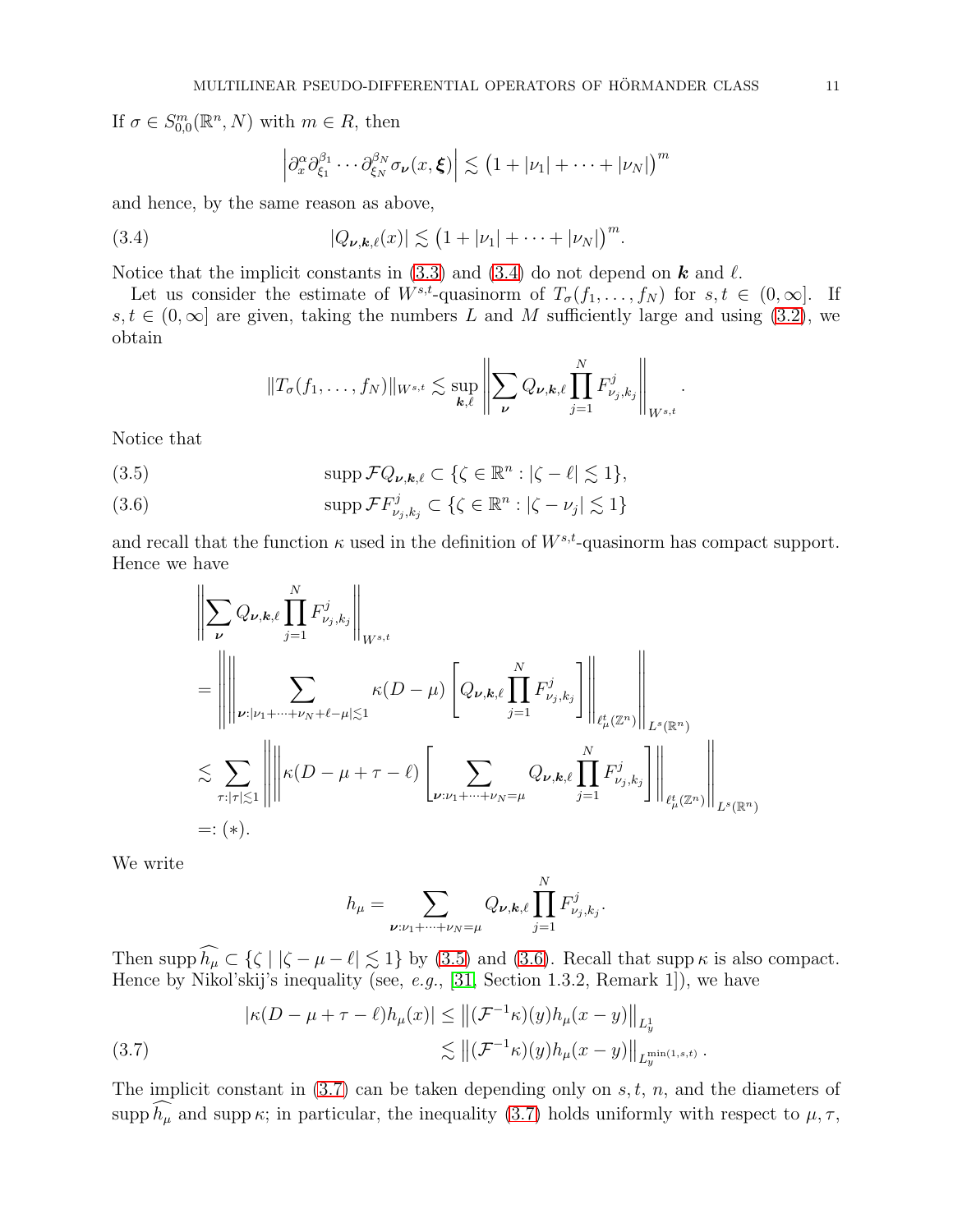If $\sigma \in S^m_{0,0}(\mathbb{R}^n, N)$ with $m \in R$, then

$$\left| \partial_x^{\alpha} \partial_{\xi_1}^{\beta_1} \cdots \partial_{\xi_N}^{\beta_N} \sigma_{\boldsymbol{\nu}}(x, \boldsymbol{\xi}) \right| \lesssim \left(1 + |\nu_1| + \cdots + |\nu_N|\right)^m$$

and hence, by the same reason as above,

$$|Q_{\boldsymbol{\nu},\boldsymbol{k},\ell}(x)| \lesssim \left(1 + |\nu_1| + \cdots + |\nu_N|\right)^m. \tag{3.4}$$

Notice that the implicit constants in (3.3) and (3.4) do not depend on $\boldsymbol{k}$ and $\ell$.

Let us consider the estimate of $W^{s,t}$-quasinorm of $T_\sigma(f_1, \ldots, f_N)$ for $s, t \in (0, \infty]$. If $s, t \in (0, \infty]$ are given, taking the numbers $L$ and $M$ sufficiently large and using (3.2), we obtain

$$\|T_\sigma(f_1, \ldots, f_N)\|_{W^{s,t}} \lesssim \sup_{\boldsymbol{k},\ell} \left\| \sum_{\boldsymbol{\nu}} Q_{\boldsymbol{\nu},\boldsymbol{k},\ell} \prod_{j=1}^{N} F^j_{\nu_j,k_j} \right\|_{W^{s,t}}.$$

Notice that

$$\operatorname{supp} \mathcal{F} Q_{\boldsymbol{\nu},\boldsymbol{k},\ell} \subset \{\zeta \in \mathbb{R}^n : |\zeta - \ell| \lesssim 1\}, \tag{3.5}$$

$$\operatorname{supp} \mathcal{F} F^j_{\nu_j,k_j} \subset \{\zeta \in \mathbb{R}^n : |\zeta - \nu_j| \lesssim 1\} \tag{3.6}$$

and recall that the function $\kappa$ used in the definition of $W^{s,t}$-quasinorm has compact support. Hence we have

$$\begin{aligned}
&\left\| \sum_{\boldsymbol{\nu}} Q_{\boldsymbol{\nu},\boldsymbol{k},\ell} \prod_{j=1}^{N} F^j_{\nu_j,k_j} \right\|_{W^{s,t}} \\
&= \left\| \left\| \sum_{\boldsymbol{\nu}: |\nu_1 + \cdots + \nu_N + \ell - \mu| \lesssim 1} \kappa(D - \mu) \left[ Q_{\boldsymbol{\nu},\boldsymbol{k},\ell} \prod_{j=1}^{N} F^j_{\nu_j,k_j} \right] \right\|_{\ell^t_\mu(\mathbb{Z}^n)} \right\|_{L^s(\mathbb{R}^n)} \\
&\lesssim \sum_{\tau: |\tau| \lesssim 1} \left\| \left\| \kappa(D - \mu + \tau - \ell) \left[ \sum_{\boldsymbol{\nu}: \nu_1 + \cdots + \nu_N = \mu} Q_{\boldsymbol{\nu},\boldsymbol{k},\ell} \prod_{j=1}^{N} F^j_{\nu_j,k_j} \right] \right\|_{\ell^t_\mu(\mathbb{Z}^n)} \right\|_{L^s(\mathbb{R}^n)} \\
&=: (*).
\end{aligned}$$

We write

$$h_\mu = \sum_{\boldsymbol{\nu}: \nu_1 + \cdots + \nu_N = \mu} Q_{\boldsymbol{\nu},\boldsymbol{k},\ell} \prod_{j=1}^{N} F^j_{\nu_j,k_j}.$$

Then $\operatorname{supp} \widehat{h_\mu} \subset \{\zeta \mid |\zeta - \mu - \ell| \lesssim 1\}$ by (3.5) and (3.6). Recall that $\operatorname{supp} \kappa$ is also compact. Hence by Nikol'skij's inequality (see, *e.g.*, [31, Section 1.3.2, Remark 1]), we have

$$\begin{aligned}
|\kappa(D - \mu + \tau - \ell) h_\mu(x)| &\le \left\| (\mathcal{F}^{-1}\kappa)(y) h_\mu(x - y) \right\|_{L^1_y} \\
&\lesssim \left\| (\mathcal{F}^{-1}\kappa)(y) h_\mu(x - y) \right\|_{L^{\min(1,s,t)}_y}.
\end{aligned} \tag{3.7}$$

The implicit constant in (3.7) can be taken depending only on $s, t$, $n$, and the diameters of $\operatorname{supp} \widehat{h_\mu}$ and $\operatorname{supp} \kappa$; in particular, the inequality (3.7) holds uniformly with respect to $\mu, \tau$,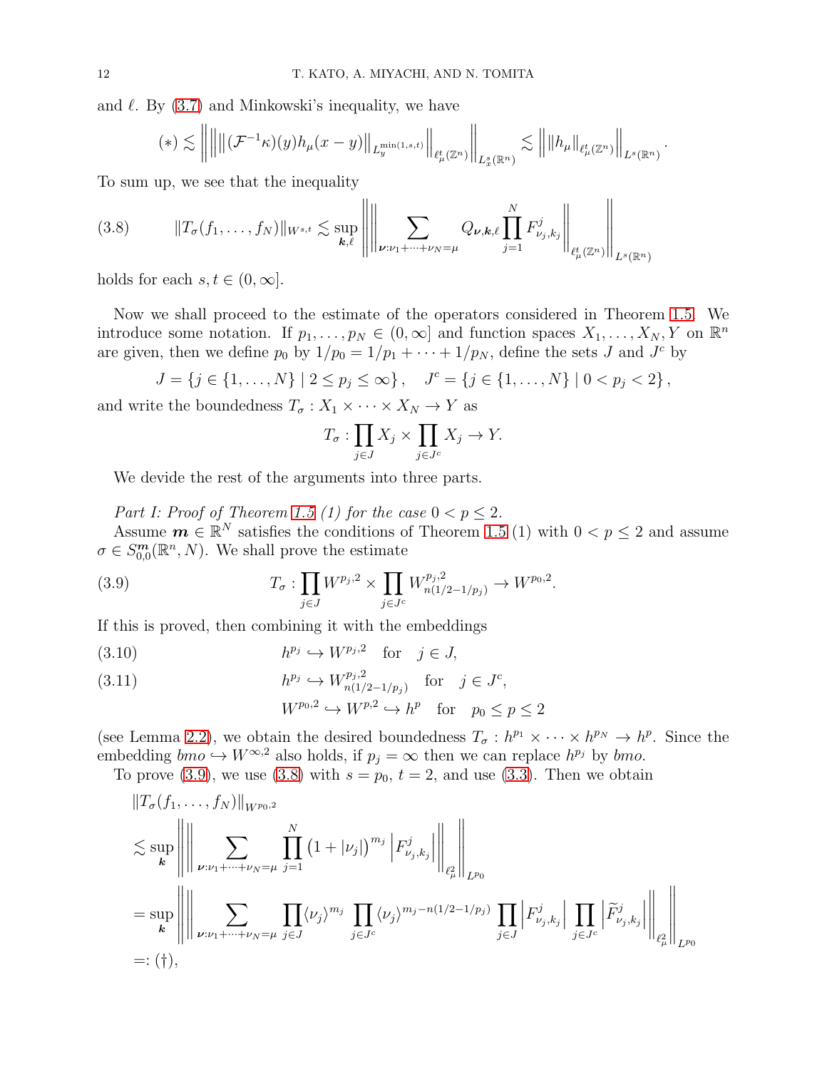and $\ell$. By (3.7) and Minkowski's inequality, we have

$$(*) \lesssim \left\| \left\| \left\| (\mathcal{F}^{-1}\kappa)(y) h_\mu(x-y) \right\|_{L_y^{\min(1,s,t)}} \right\|_{\ell_\mu^t(\mathbb{Z}^n)} \right\|_{L_x^s(\mathbb{R}^n)} \lesssim \left\| \| h_\mu \|_{\ell_\mu^t(\mathbb{Z}^n)} \right\|_{L^s(\mathbb{R}^n)}.$$

To sum up, we see that the inequality

$$\|T_\sigma(f_1,\dots,f_N)\|_{W^{s,t}} \lesssim \sup_{\boldsymbol{k},\ell} \left\| \left\| \sum_{\boldsymbol{\nu}:\nu_1+\dots+\nu_N=\mu} Q_{\boldsymbol{\nu},\boldsymbol{k},\ell} \prod_{j=1}^N F^j_{\nu_j,k_j} \right\|_{\ell_\mu^t(\mathbb{Z}^n)} \right\|_{L^s(\mathbb{R}^n)} \tag{3.8}$$

holds for each $s,t \in (0,\infty]$.

Now we shall proceed to the estimate of the operators considered in Theorem 1.5. We introduce some notation. If $p_1,\dots,p_N \in (0,\infty]$ and function spaces $X_1,\dots,X_N,Y$ on $\mathbb{R}^n$ are given, then we define $p_0$ by $1/p_0 = 1/p_1 + \dots + 1/p_N$, define the sets $J$ and $J^c$ by

$$J = \{ j \in \{1,\dots,N\} \mid 2 \le p_j \le \infty \}, \quad J^c = \{ j \in \{1,\dots,N\} \mid 0 < p_j < 2 \},$$

and write the boundedness $T_\sigma : X_1 \times \dots \times X_N \to Y$ as

$$T_\sigma : \prod_{j\in J} X_j \times \prod_{j \in J^c} X_j \to Y.$$

We devide the rest of the arguments into three parts.

*Part I: Proof of Theorem 1.5 (1) for the case $0 < p \le 2$.*

Assume $\boldsymbol{m} \in \mathbb{R}^N$ satisfies the conditions of Theorem 1.5 (1) with $0 < p \le 2$ and assume $\sigma \in S^{\boldsymbol{m}}_{0,0}(\mathbb{R}^n, N)$. We shall prove the estimate

$$T_\sigma : \prod_{j\in J} W^{p_j,2} \times \prod_{j\in J^c} W^{p_j,2}_{n(1/2-1/p_j)} \to W^{p_0,2}. \tag{3.9}$$

If this is proved, then combining it with the embeddings

$$h^{p_j} \hookrightarrow W^{p_j,2} \quad \text{for} \quad j \in J, \tag{3.10}$$

$$h^{p_j} \hookrightarrow W^{p_j,2}_{n(1/2-1/p_j)} \quad \text{for} \quad j \in J^c, \tag{3.11}$$

$$W^{p_0,2} \hookrightarrow W^{p,2} \hookrightarrow h^p \quad \text{for} \quad p_0 \le p \le 2$$

(see Lemma 2.2), we obtain the desired boundedness $T_\sigma : h^{p_1} \times \dots \times h^{p_N} \to h^p$. Since the embedding $bmo \hookrightarrow W^{\infty,2}$ also holds, if $p_j = \infty$ then we can replace $h^{p_j}$ by $bmo$.

To prove (3.9), we use (3.8) with $s = p_0$, $t = 2$, and use (3.3). Then we obtain

$$\begin{aligned}
&\|T_\sigma(f_1,\dots,f_N)\|_{W^{p_0,2}} \\
&\lesssim \sup_{\boldsymbol{k}} \left\| \left\| \sum_{\boldsymbol{\nu}:\nu_1+\dots+\nu_N=\mu} \prod_{j=1}^N (1+|\nu_j|)^{m_j} \left| F^j_{\nu_j,k_j} \right| \right\|_{\ell^2_\mu} \right\|_{L^{p_0}} \\
&= \sup_{\boldsymbol{k}} \left\| \left\| \sum_{\boldsymbol{\nu}:\nu_1+\dots+\nu_N=\mu} \prod_{j\in J} \langle \nu_j \rangle^{m_j} \prod_{j\in J^c} \langle \nu_j \rangle^{m_j - n(1/2-1/p_j)} \prod_{j \in J} \left| F^j_{\nu_j,k_j} \right| \prod_{j\in J^c} \left| \widetilde{F}^j_{\nu_j,k_j} \right| \right\|_{\ell^2_\mu} \right\|_{L^{p_0}} \\
&=: (\dagger),
\end{aligned}$$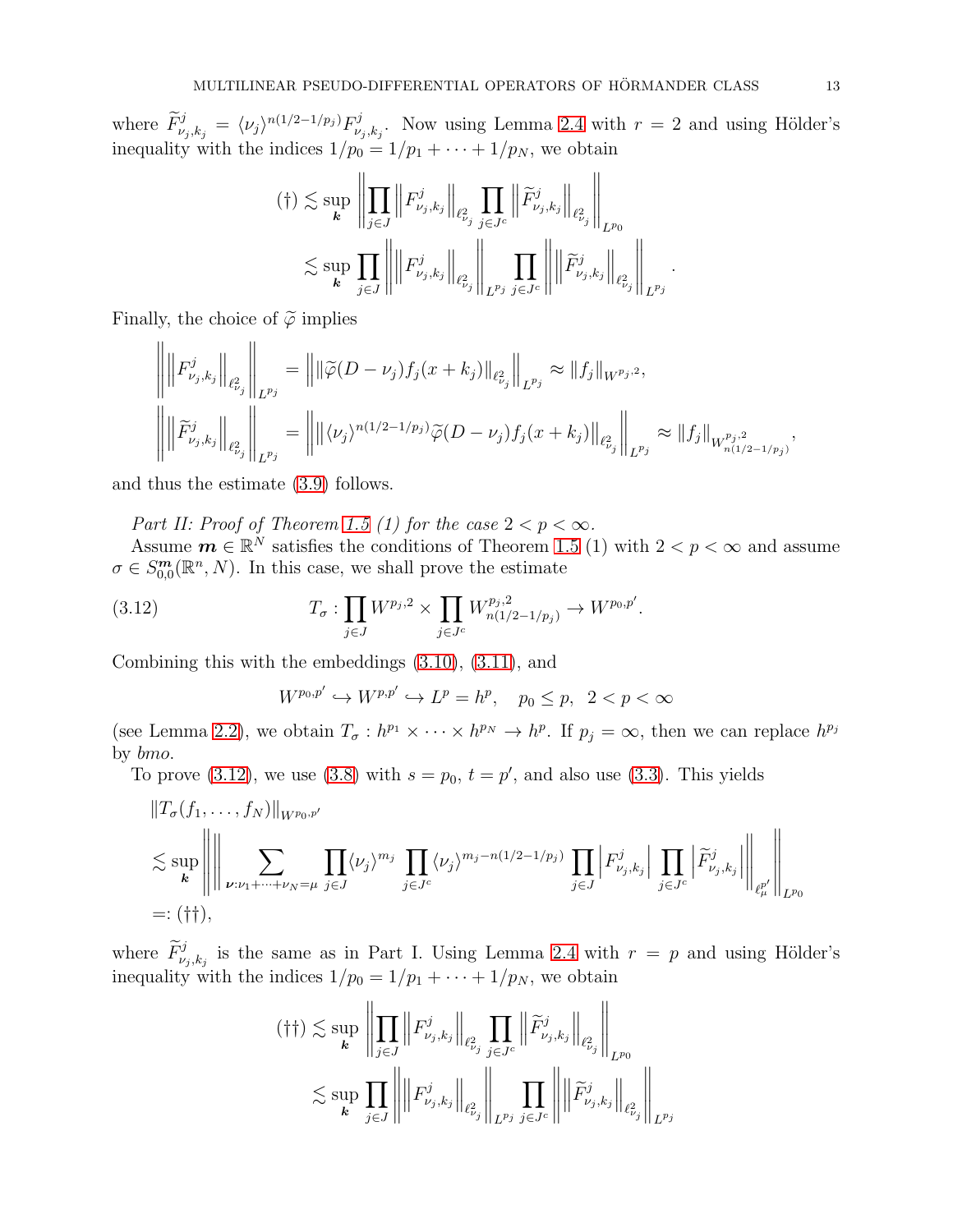where $\widetilde{F}^j_{\nu_j,k_j} = \langle \nu_j \rangle^{n(1/2-1/p_j)} F^j_{\nu_j,k_j}$. Now using Lemma 2.4 with $r = 2$ and using Hölder's inequality with the indices $1/p_0 = 1/p_1 + \cdots + 1/p_N$, we obtain

$$
\begin{aligned}
(\dagger) &\lesssim \sup_{\boldsymbol{k}} \left\| \prod_{j \in J} \left\| F^j_{\nu_j,k_j} \right\|_{\ell^2_{\nu_j}} \prod_{j \in J^c} \left\| \widetilde{F}^j_{\nu_j,k_j} \right\|_{\ell^2_{\nu_j}} \right\|_{L^{p_0}} \\
&\lesssim \sup_{\boldsymbol{k}} \prod_{j \in J} \left\| \left\| F^j_{\nu_j,k_j} \right\|_{\ell^2_{\nu_j}} \right\|_{L^{p_j}} \prod_{j \in J^c} \left\| \left\| \widetilde{F}^j_{\nu_j,k_j} \right\|_{\ell^2_{\nu_j}} \right\|_{L^{p_j}}.
\end{aligned}
$$

Finally, the choice of $\widetilde{\varphi}$ implies

$$
\begin{aligned}
\left\| \left\| F^j_{\nu_j,k_j} \right\|_{\ell^2_{\nu_j}} \right\|_{L^{p_j}} &= \left\| \| \widetilde{\varphi}(D-\nu_j) f_j(x+k_j) \|_{\ell^2_{\nu_j}} \right\|_{L^{p_j}} \approx \|f_j\|_{W^{p_j,2}}, \\
\left\| \left\| \widetilde{F}^j_{\nu_j,k_j} \right\|_{\ell^2_{\nu_j}} \right\|_{L^{p_j}} &= \left\| \| \langle \nu_j \rangle^{n(1/2-1/p_j)} \widetilde{\varphi}(D-\nu_j) f_j(x+k_j) \|_{\ell^2_{\nu_j}} \right\|_{L^{p_j}} \approx \|f_j\|_{W^{p_j,2}_{n(1/2-1/p_j)}},
\end{aligned}
$$

and thus the estimate (3.9) follows.

*Part II: Proof of Theorem 1.5 (1) for the case $2 < p < \infty$.*

Assume $\boldsymbol{m} \in \mathbb{R}^N$ satisfies the conditions of Theorem 1.5 (1) with $2 < p < \infty$ and assume $\sigma \in S^{\boldsymbol{m}}_{0,0}(\mathbb{R}^n, N)$. In this case, we shall prove the estimate

$$
T_\sigma : \prod_{j \in J} W^{p_j,2} \times \prod_{j \in J^c} W^{p_j,2}_{n(1/2-1/p_j)} \to W^{p_0,p'}. \tag{3.12}
$$

Combining this with the embeddings (3.10), (3.11), and

$$
W^{p_0,p'} \hookrightarrow W^{p,p'} \hookrightarrow L^p = h^p, \quad p_0 \le p, \ \ 2 < p < \infty
$$

(see Lemma 2.2), we obtain $T_\sigma : h^{p_1} \times \cdots \times h^{p_N} \to h^p$. If $p_j = \infty$, then we can replace $h^{p_j}$ by $bmo$.

To prove (3.12), we use (3.8) with $s = p_0$, $t = p'$, and also use (3.3). This yields

$$
\begin{aligned}
&\|T_\sigma(f_1, \ldots, f_N)\|_{W^{p_0,p'}} \\
&\lesssim \sup_{\boldsymbol{k}} \left\| \left\| \sum_{\boldsymbol{\nu}:\nu_1+\cdots+\nu_N=\mu} \prod_{j \in J} \langle \nu_j \rangle^{m_j} \prod_{j \in J^c} \langle \nu_j \rangle^{m_j - n(1/2-1/p_j)} \prod_{j \in J} \left| F^j_{\nu_j,k_j} \right| \prod_{j \in J^c} \left| \widetilde{F}^j_{\nu_j,k_j} \right| \right\|_{\ell^{p'}_\mu} \right\|_{L^{p_0}} \\
&=: (\dagger\dagger),
\end{aligned}
$$

where $\widetilde{F}^j_{\nu_j,k_j}$ is the same as in Part I. Using Lemma 2.4 with $r = p$ and using Hölder's inequality with the indices $1/p_0 = 1/p_1 + \cdots + 1/p_N$, we obtain

$$
\begin{aligned}
(\dagger\dagger) &\lesssim \sup_{\boldsymbol{k}} \left\| \prod_{j \in J} \left\| F^j_{\nu_j,k_j} \right\|_{\ell^2_{\nu_j}} \prod_{j \in J^c} \left\| \widetilde{F}^j_{\nu_j,k_j} \right\|_{\ell^2_{\nu_j}} \right\|_{L^{p_0}} \\
&\lesssim \sup_{\boldsymbol{k}} \prod_{j \in J} \left\| \left\| F^j_{\nu_j,k_j} \right\|_{\ell^2_{\nu_j}} \right\|_{L^{p_j}} \prod_{j \in J^c} \left\| \left\| \widetilde{F}^j_{\nu_j,k_j} \right\|_{\ell^2_{\nu_j}} \right\|_{L^{p_j}}
\end{aligned}
$$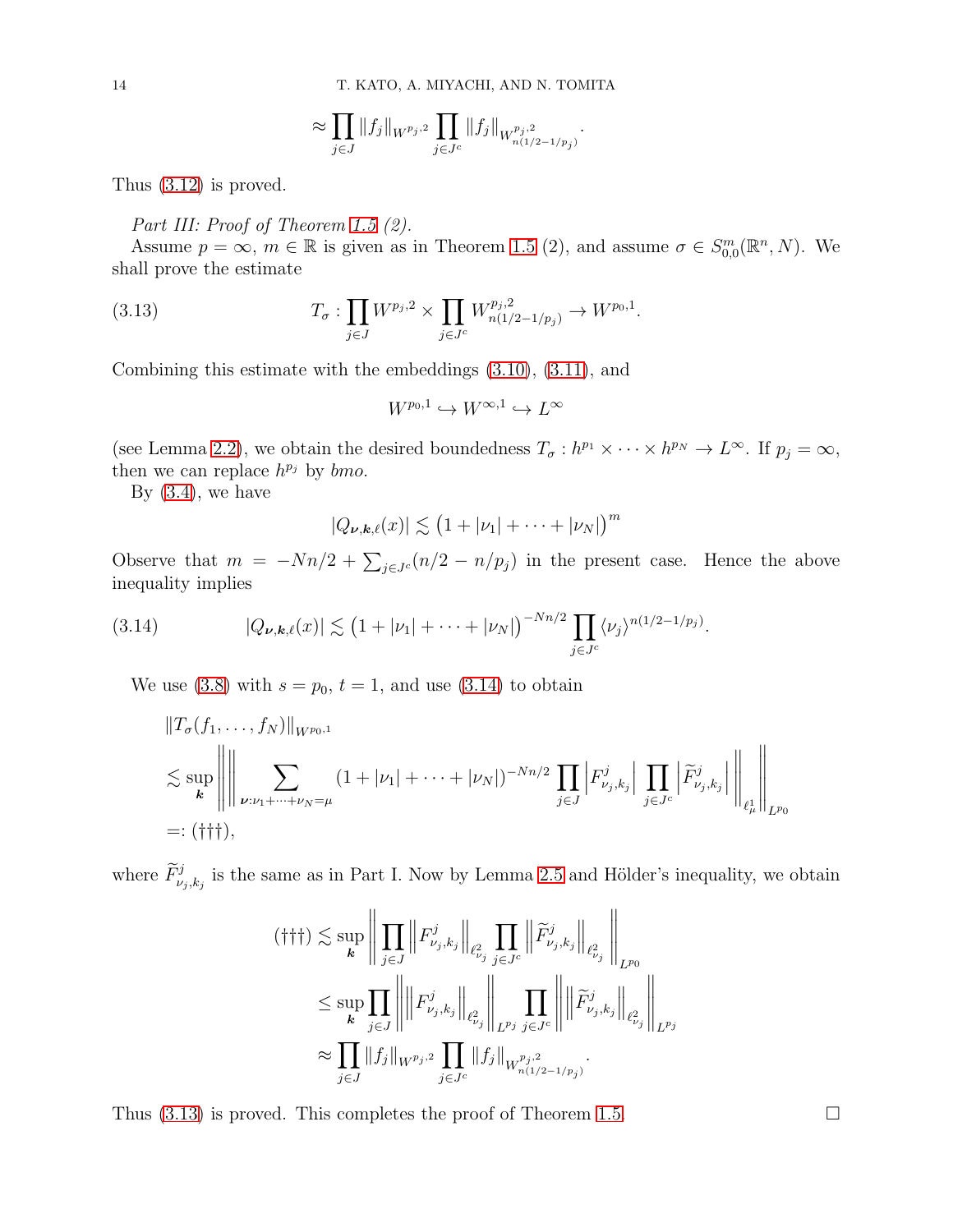$$\approx \prod_{j\in J} \|f_j\|_{W^{p_j,2}} \prod_{j\in J^c} \|f_j\|_{W^{p_j,2}_{n(1/2-1/p_j)}}.$$

Thus (3.12) is proved.

*Part III: Proof of Theorem 1.5 (2).*

Assume $p=\infty$, $m\in\mathbb{R}$ is given as in Theorem 1.5 (2), and assume $\sigma \in S^m_{0,0}(\mathbb{R}^n,N)$. We shall prove the estimate

$$T_\sigma : \prod_{j\in J} W^{p_j,2} \times \prod_{j\in J^c} W^{p_j,2}_{n(1/2-1/p_j)} \to W^{p_0,1}. \tag{3.13}$$

Combining this estimate with the embeddings (3.10), (3.11), and

$$W^{p_0,1} \hookrightarrow W^{\infty,1} \hookrightarrow L^\infty$$

(see Lemma 2.2), we obtain the desired boundedness $T_\sigma : h^{p_1}\times\cdots\times h^{p_N} \to L^\infty$. If $p_j=\infty$, then we can replace $h^{p_j}$ by $bmo$.

By (3.4), we have

$$|Q_{\boldsymbol{\nu},\boldsymbol{k},\ell}(x)| \lesssim \big(1+|\nu_1|+\cdots+|\nu_N|\big)^m$$

Observe that $m=-Nn/2+\sum_{j\in J^c}(n/2-n/p_j)$ in the present case. Hence the above inequality implies

$$|Q_{\boldsymbol{\nu},\boldsymbol{k},\ell}(x)| \lesssim \big(1+|\nu_1|+\cdots+|\nu_N|\big)^{-Nn/2} \prod_{j\in J^c} \langle \nu_j\rangle^{n(1/2-1/p_j)}. \tag{3.14}$$

We use (3.8) with $s=p_0$, $t=1$, and use (3.14) to obtain

$$\begin{aligned}
&\|T_\sigma(f_1,\dots,f_N)\|_{W^{p_0,1}} \\
&\lesssim \sup_{\boldsymbol{k}} \left\| \left\| \sum_{\boldsymbol{\nu}:\nu_1+\cdots+\nu_N=\mu} (1+|\nu_1|+\cdots+|\nu_N|)^{-Nn/2} \prod_{j\in J} \left|F^j_{\nu_j,k_j}\right| \prod_{j\in J^c} \left|\widetilde{F}^j_{\nu_j,k_j}\right| \right\|_{\ell^1_\mu} \right\|_{L^{p_0}} \\
&=: (\dagger\dagger\dagger),
\end{aligned}$$

where $\widetilde{F}^j_{\nu_j,k_j}$ is the same as in Part I. Now by Lemma 2.5 and Hölder's inequality, we obtain

$$\begin{aligned}
(\dagger\dagger\dagger) &\lesssim \sup_{\boldsymbol{k}} \left\| \prod_{j\in J} \left\|F^j_{\nu_j,k_j}\right\|_{\ell^2_{\nu_j}} \prod_{j\in J^c} \left\|\widetilde{F}^j_{\nu_j,k_j}\right\|_{\ell^2_{\nu_j}} \right\|_{L^{p_0}} \\
&\le \sup_{\boldsymbol{k}} \prod_{j\in J} \left\| \left\|F^j_{\nu_j,k_j}\right\|_{\ell^2_{\nu_j}} \right\|_{L^{p_j}} \prod_{j\in J^c} \left\| \left\|\widetilde{F}^j_{\nu_j,k_j}\right\|_{\ell^2_{\nu_j}} \right\|_{L^{p_j}} \\
&\approx \prod_{j\in J} \|f_j\|_{W^{p_j,2}} \prod_{j\in J^c} \|f_j\|_{W^{p_j,2}_{n(1/2-1/p_j)}}.
\end{aligned}$$

Thus (3.13) is proved. This completes the proof of Theorem 1.5. $\square$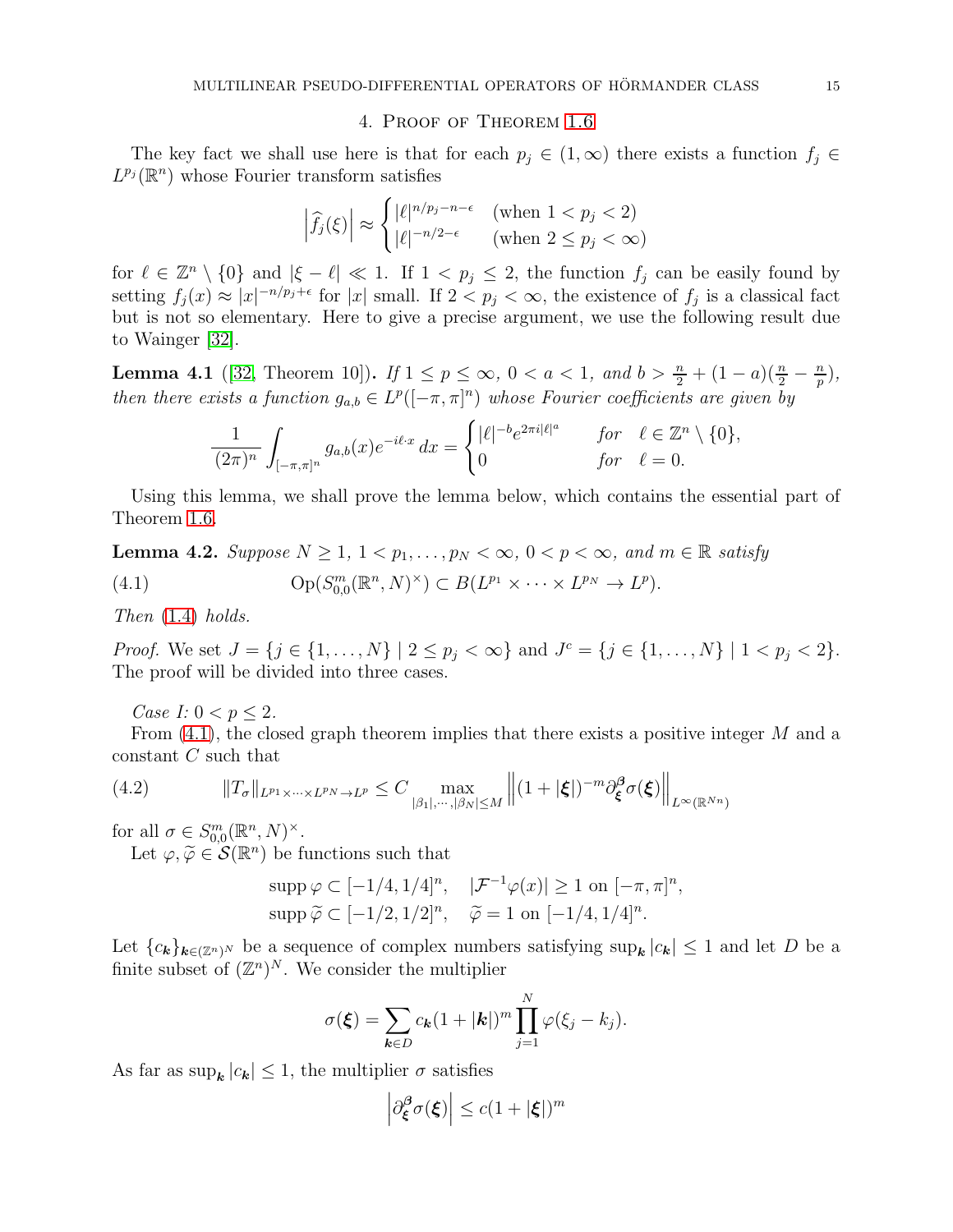## 4. Proof of Theorem 1.6

The key fact we shall use here is that for each $p_j \in (1,\infty)$ there exists a function $f_j \in L^{p_j}(\mathbb{R}^n)$ whose Fourier transform satisfies

$$\left|\widehat{f_j}(\xi)\right| \approx \begin{cases} |\ell|^{n/p_j - n - \epsilon} & \text{(when } 1 < p_j < 2) \\ |\ell|^{-n/2-\epsilon} & \text{(when } 2 \le p_j < \infty) \end{cases}$$

for $\ell \in \mathbb{Z}^n \setminus \{0\}$ and $|\xi - \ell| \ll 1$. If $1 < p_j \le 2$, the function $f_j$ can be easily found by setting $f_j(x) \approx |x|^{-n/p_j+\epsilon}$ for $|x|$ small. If $2 < p_j < \infty$, the existence of $f_j$ is a classical fact but is not so elementary. Here to give a precise argument, we use the following result due to Wainger [32].

**Lemma 4.1** ([32, Theorem 10]). *If $1 \le p \le \infty$, $0 < a < 1$, and $b > \frac{n}{2} + (1-a)(\frac{n}{2} - \frac{n}{p})$, then there exists a function $g_{a,b} \in L^p([-\pi,\pi]^n)$ whose Fourier coefficients are given by*

$$\frac{1}{(2\pi)^n}\int_{[-\pi,\pi]^n} g_{a,b}(x) e^{-i\ell\cdot x}\, dx = \begin{cases} |\ell|^{-b} e^{2\pi i |\ell|^a} & \textit{for} \quad \ell \in \mathbb{Z}^n \setminus \{0\}, \\ 0 & \textit{for} \quad \ell = 0. \end{cases}$$

Using this lemma, we shall prove the lemma below, which contains the essential part of Theorem 1.6.

**Lemma 4.2.** *Suppose $N \ge 1$, $1 < p_1, \dots, p_N < \infty$, $0 < p < \infty$, and $m \in \mathbb{R}$ satisfy*

$$\mathrm{Op}(S^m_{0,0}(\mathbb{R}^n, N)^{\times}) \subset B(L^{p_1} \times \cdots \times L^{p_N} \to L^p). \tag{4.1}$$

*Then (1.4) holds.*

*Proof.* We set $J = \{j \in \{1,\dots,N\} \mid 2 \le p_j < \infty\}$ and $J^c = \{j \in \{1,\dots,N\} \mid 1 < p_j < 2\}$. The proof will be divided into three cases.

*Case I: $0 < p \le 2$.*

From (4.1), the closed graph theorem implies that there exists a positive integer $M$ and a constant $C$ such that

$$\|T_\sigma\|_{L^{p_1}\times\cdots\times L^{p_N} \to L^p} \le C \max_{|\beta_1|,\cdots,|\beta_N| \le M} \left\|(1+|\boldsymbol{\xi}|)^{-m} \partial^{\boldsymbol{\beta}}_{\boldsymbol{\xi}} \sigma(\boldsymbol{\xi})\right\|_{L^\infty(\mathbb{R}^{Nn})} \tag{4.2}$$

for all $\sigma \in S^m_{0,0}(\mathbb{R}^n, N)^{\times}$.

Let $\varphi, \widetilde{\varphi} \in \mathcal{S}(\mathbb{R}^n)$ be functions such that

$$\operatorname{supp}\varphi \subset [-1/4, 1/4]^n, \quad |\mathcal{F}^{-1}\varphi(x)| \ge 1 \text{ on } [-\pi,\pi]^n,$$
$$\operatorname{supp}\widetilde{\varphi} \subset [-1/2, 1/2]^n, \quad \widetilde{\varphi} = 1 \text{ on } [-1/4, 1/4]^n.$$

Let $\{c_{\boldsymbol{k}}\}_{\boldsymbol{k}\in(\mathbb{Z}^n)^N}$ be a sequence of complex numbers satisfying $\sup_{\boldsymbol{k}} |c_{\boldsymbol{k}}| \le 1$ and let $D$ be a finite subset of $(\mathbb{Z}^n)^N$. We consider the multiplier

$$\sigma(\boldsymbol{\xi}) = \sum_{\boldsymbol{k}\in D} c_{\boldsymbol{k}} (1+|\boldsymbol{k}|)^m \prod_{j=1}^N \varphi(\xi_j - k_j).$$

As far as $\sup_{\boldsymbol{k}} |c_{\boldsymbol{k}}| \le 1$, the multiplier $\sigma$ satisfies

$$\left|\partial^{\boldsymbol{\beta}}_{\boldsymbol{\xi}} \sigma(\boldsymbol{\xi})\right| \le c(1+|\boldsymbol{\xi}|)^m$$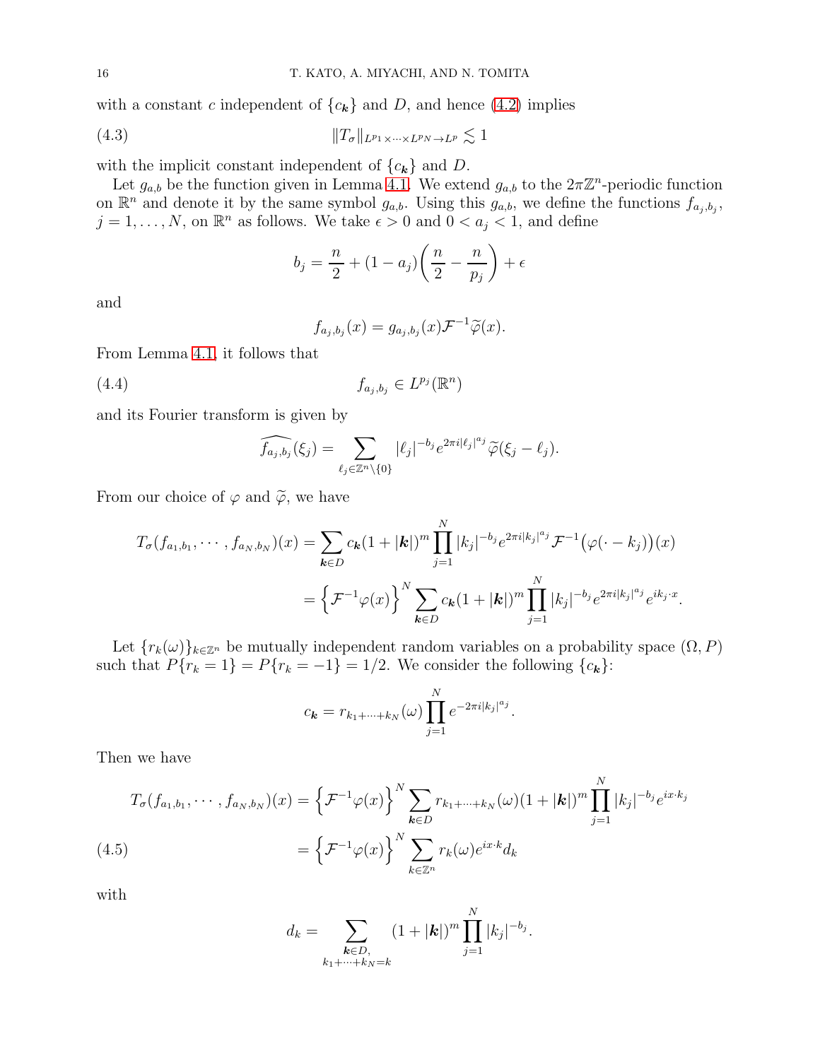with a constant $c$ independent of $\{c_{\boldsymbol{k}}\}$ and $D$, and hence (4.2) implies

$$\|T_\sigma\|_{L^{p_1}\times\cdots\times L^{p_N}\to L^p} \lesssim 1 \tag{4.3}$$

with the implicit constant independent of $\{c_{\boldsymbol{k}}\}$ and $D$.

Let $g_{a,b}$ be the function given in Lemma 4.1. We extend $g_{a,b}$ to the $2\pi\mathbb{Z}^n$-periodic function on $\mathbb{R}^n$ and denote it by the same symbol $g_{a,b}$. Using this $g_{a,b}$, we define the functions $f_{a_j,b_j}$, $j = 1, \ldots, N$, on $\mathbb{R}^n$ as follows. We take $\epsilon > 0$ and $0 < a_j < 1$, and define

$$b_j = \frac{n}{2} + (1 - a_j)\left(\frac{n}{2} - \frac{n}{p_j}\right) + \epsilon$$

and

$$f_{a_j,b_j}(x) = g_{a_j,b_j}(x)\mathcal{F}^{-1}\widetilde{\varphi}(x).$$

From Lemma 4.1, it follows that

$$f_{a_j,b_j} \in L^{p_j}(\mathbb{R}^n) \tag{4.4}$$

and its Fourier transform is given by

$$\widehat{f_{a_j,b_j}}(\xi_j) = \sum_{\ell_j\in\mathbb{Z}^n\setminus\{0\}} |\ell_j|^{-b_j} e^{2\pi i|\ell_j|^{a_j}} \widetilde{\varphi}(\xi_j - \ell_j).$$

From our choice of $\varphi$ and $\widetilde{\varphi}$, we have

$$\begin{aligned}
T_\sigma(f_{a_1,b_1}, \cdots, f_{a_N,b_N})(x) &= \sum_{\boldsymbol{k}\in D} c_{\boldsymbol{k}} (1 + |\boldsymbol{k}|)^m \prod_{j=1}^N |k_j|^{-b_j} e^{2\pi i|k_j|^{a_j}} \mathcal{F}^{-1}\big(\varphi(\cdot - k_j)\big)(x) \\
&= \Big\{\mathcal{F}^{-1}\varphi(x)\Big\}^N \sum_{\boldsymbol{k}\in D} c_{\boldsymbol{k}} (1 + |\boldsymbol{k}|)^m \prod_{j=1}^N |k_j|^{-b_j} e^{2\pi i|k_j|^{a_j}} e^{ik_j\cdot x}.
\end{aligned}$$

Let $\{r_k(\omega)\}_{k\in\mathbb{Z}^n}$ be mutually independent random variables on a probability space $(\Omega, P)$ such that $P\{r_k = 1\} = P\{r_k = -1\} = 1/2$. We consider the following $\{c_{\boldsymbol{k}}\}$:

$$c_{\boldsymbol{k}} = r_{k_1+\cdots+k_N}(\omega) \prod_{j=1}^N e^{-2\pi i|k_j|^{a_j}}.$$

Then we have

$$\begin{aligned}
T_\sigma(f_{a_1,b_1}, \cdots, f_{a_N,b_N})(x) &= \Big\{\mathcal{F}^{-1}\varphi(x)\Big\}^N \sum_{\boldsymbol{k}\in D} r_{k_1+\cdots+k_N}(\omega) (1 + |\boldsymbol{k}|)^m \prod_{j=1}^N |k_j|^{-b_j} e^{ix\cdot k_j} \\
&= \Big\{\mathcal{F}^{-1}\varphi(x)\Big\}^N \sum_{k\in\mathbb{Z}^n} r_k(\omega) e^{ix\cdot k} d_k
\end{aligned} \tag{4.5}$$

with

$$d_k = \sum_{\substack{\boldsymbol{k}\in D,\\ k_1+\cdots+k_N=k}} (1 + |\boldsymbol{k}|)^m \prod_{j=1}^N |k_j|^{-b_j}.$$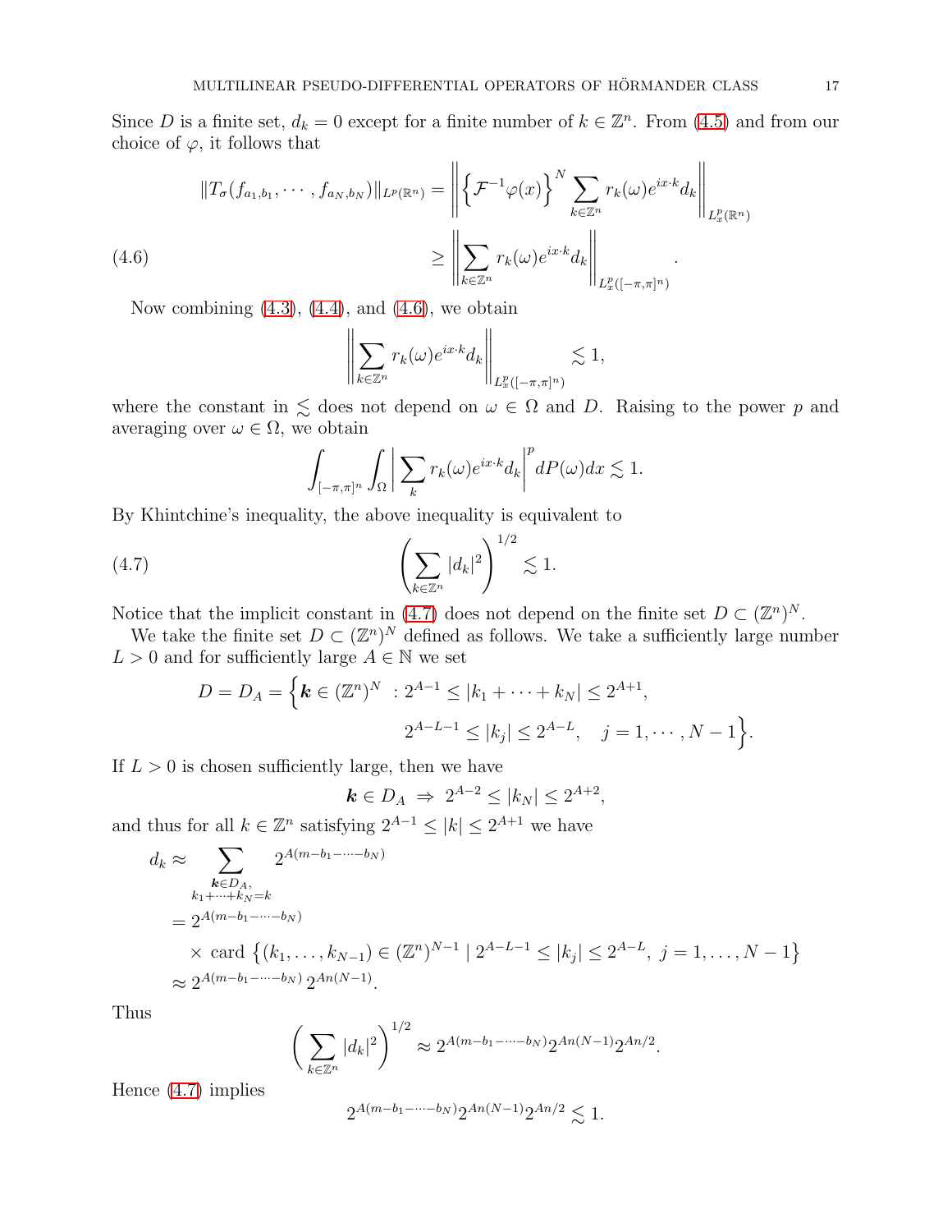Since $D$ is a finite set, $d_k = 0$ except for a finite number of $k \in \mathbb{Z}^n$. From (4.5) and from our choice of $\varphi$, it follows that

$$
\begin{aligned}
\|T_\sigma(f_{a_1,b_1}, \cdots, f_{a_N,b_N})\|_{L^p(\mathbb{R}^n)} &= \left\| \left\{ \mathcal{F}^{-1}\varphi(x) \right\}^N \sum_{k \in \mathbb{Z}^n} r_k(\omega) e^{ix\cdot k} d_k \right\|_{L^p_x(\mathbb{R}^n)} \\
&\geq \left\| \sum_{k \in \mathbb{Z}^n} r_k(\omega) e^{ix\cdot k} d_k \right\|_{L^p_x([-\pi,\pi]^n)}. \qquad (4.6)
\end{aligned}
$$

Now combining (4.3), (4.4), and (4.6), we obtain

$$
\left\| \sum_{k \in \mathbb{Z}^n} r_k(\omega) e^{ix\cdot k} d_k \right\|_{L^p_x([-\pi,\pi]^n)} \lesssim 1,
$$

where the constant in $\lesssim$ does not depend on $\omega \in \Omega$ and $D$. Raising to the power $p$ and averaging over $\omega \in \Omega$, we obtain

$$
\int_{[-\pi,\pi]^n} \int_\Omega \left| \sum_k r_k(\omega) e^{ix\cdot k} d_k \right|^p dP(\omega) dx \lesssim 1.
$$

By Khintchine's inequality, the above inequality is equivalent to

$$
\left( \sum_{k \in \mathbb{Z}^n} |d_k|^2 \right)^{1/2} \lesssim 1. \qquad (4.7)
$$

Notice that the implicit constant in (4.7) does not depend on the finite set $D \subset (\mathbb{Z}^n)^N$.

We take the finite set $D \subset (\mathbb{Z}^n)^N$ defined as follows. We take a sufficiently large number $L > 0$ and for sufficiently large $A \in \mathbb{N}$ we set

$$
\begin{aligned}
D = D_A = \Big\{ \boldsymbol{k} \in (\mathbb{Z}^n)^N \ &: 2^{A-1} \leq |k_1 + \cdots + k_N| \leq 2^{A+1}, \\
&2^{A-L-1} \leq |k_j| \leq 2^{A-L}, \quad j = 1, \cdots, N-1 \Big\}.
\end{aligned}
$$

If $L > 0$ is chosen sufficiently large, then we have

$$
\boldsymbol{k} \in D_A \ \Rightarrow \ 2^{A-2} \leq |k_N| \leq 2^{A+2},
$$

and thus for all $k \in \mathbb{Z}^n$ satisfying $2^{A-1} \leq |k| \leq 2^{A+1}$ we have

$$
\begin{aligned}
d_k &\approx \sum_{\substack{\boldsymbol{k} \in D_A, \\ k_1 + \cdots + k_N = k}} 2^{A(m - b_1 - \cdots - b_N)} \\
&= 2^{A(m - b_1 - \cdots - b_N)} \\
&\quad \times \text{card} \left\{ (k_1, \ldots, k_{N-1}) \in (\mathbb{Z}^n)^{N-1} \mid 2^{A-L-1} \leq |k_j| \leq 2^{A-L}, \ j = 1, \ldots, N-1 \right\} \\
&\approx 2^{A(m - b_1 - \cdots - b_N)} \, 2^{An(N-1)}.
\end{aligned}
$$

Thus

$$
\left( \sum_{k \in \mathbb{Z}^n} |d_k|^2 \right)^{1/2} \approx 2^{A(m - b_1 - \cdots - b_N)} 2^{An(N-1)} 2^{An/2}.
$$

Hence (4.7) implies

$$
2^{A(m - b_1 - \cdots - b_N)} 2^{An(N-1)} 2^{An/2} \lesssim 1.
$$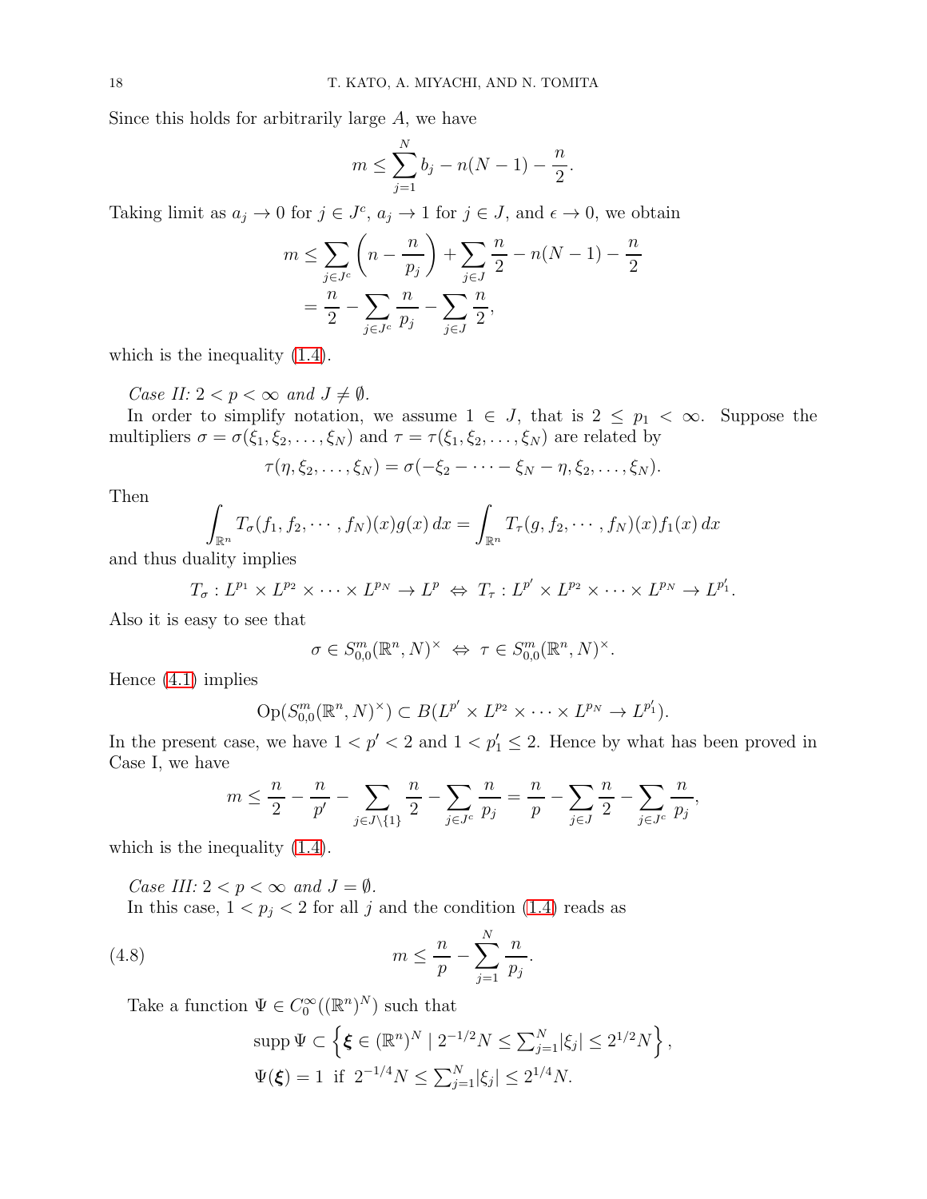Since this holds for arbitrarily large $A$, we have

$$m \le \sum_{j=1}^{N} b_j - n(N-1) - \frac{n}{2}.$$

Taking limit as $a_j \to 0$ for $j \in J^c$, $a_j \to 1$ for $j \in J$, and $\epsilon \to 0$, we obtain

$$\begin{aligned} m &\le \sum_{j \in J^c} \left( n - \frac{n}{p_j} \right) + \sum_{j \in J} \frac{n}{2} - n(N-1) - \frac{n}{2} \\ &= \frac{n}{2} - \sum_{j \in J^c} \frac{n}{p_j} - \sum_{j \in J} \frac{n}{2}, \end{aligned}$$

which is the inequality (1.4).

*Case II: $2 < p < \infty$ and $J \neq \emptyset$.*

In order to simplify notation, we assume $1 \in J$, that is $2 \le p_1 < \infty$. Suppose the multipliers $\sigma = \sigma(\xi_1, \xi_2, \dots, \xi_N)$ and $\tau = \tau(\xi_1, \xi_2, \dots, \xi_N)$ are related by

$$\tau(\eta, \xi_2, \dots, \xi_N) = \sigma(-\xi_2 - \cdots - \xi_N - \eta, \xi_2, \dots, \xi_N).$$

Then

$$\int_{\mathbb{R}^n} T_\sigma(f_1, f_2, \cdots, f_N)(x) g(x)\, dx = \int_{\mathbb{R}^n} T_\tau(g, f_2, \cdots, f_N)(x) f_1(x)\, dx$$

and thus duality implies

$$T_\sigma : L^{p_1} \times L^{p_2} \times \cdots \times L^{p_N} \to L^p \iff T_\tau : L^{p'} \times L^{p_2} \times \cdots \times L^{p_N} \to L^{p_1'}.$$

Also it is easy to see that

$$\sigma \in S^m_{0,0}(\mathbb{R}^n, N)^\times \iff \tau \in S^m_{0,0}(\mathbb{R}^n, N)^\times.$$

Hence (4.1) implies

$$\mathrm{Op}(S^m_{0,0}(\mathbb{R}^n, N)^\times) \subset B(L^{p'} \times L^{p_2} \times \cdots \times L^{p_N} \to L^{p_1'}).$$

In the present case, we have $1 < p' < 2$ and $1 < p_1' \le 2$. Hence by what has been proved in Case I, we have

$$m \le \frac{n}{2} - \frac{n}{p'} - \sum_{j \in J \setminus \{1\}} \frac{n}{2} - \sum_{j \in J^c} \frac{n}{p_j} = \frac{n}{p} - \sum_{j \in J} \frac{n}{2} - \sum_{j \in J^c} \frac{n}{p_j},$$

which is the inequality (1.4).

*Case III: $2 < p < \infty$ and $J = \emptyset$.*

In this case, $1 < p_j < 2$ for all $j$ and the condition (1.4) reads as

$$m \le \frac{n}{p} - \sum_{j=1}^{N} \frac{n}{p_j}. \tag{4.8}$$

Take a function $\Psi \in C_0^\infty((\mathbb{R}^n)^N)$ such that

$$\begin{aligned} &\operatorname{supp} \Psi \subset \left\{ \boldsymbol{\xi} \in (\mathbb{R}^n)^N \mid 2^{-1/2} N \le \textstyle\sum_{j=1}^{N} |\xi_j| \le 2^{1/2} N \right\}, \\ &\Psi(\boldsymbol{\xi}) = 1 \ \text{ if } \ 2^{-1/4} N \le \textstyle\sum_{j=1}^{N} |\xi_j| \le 2^{1/4} N. \end{aligned}$$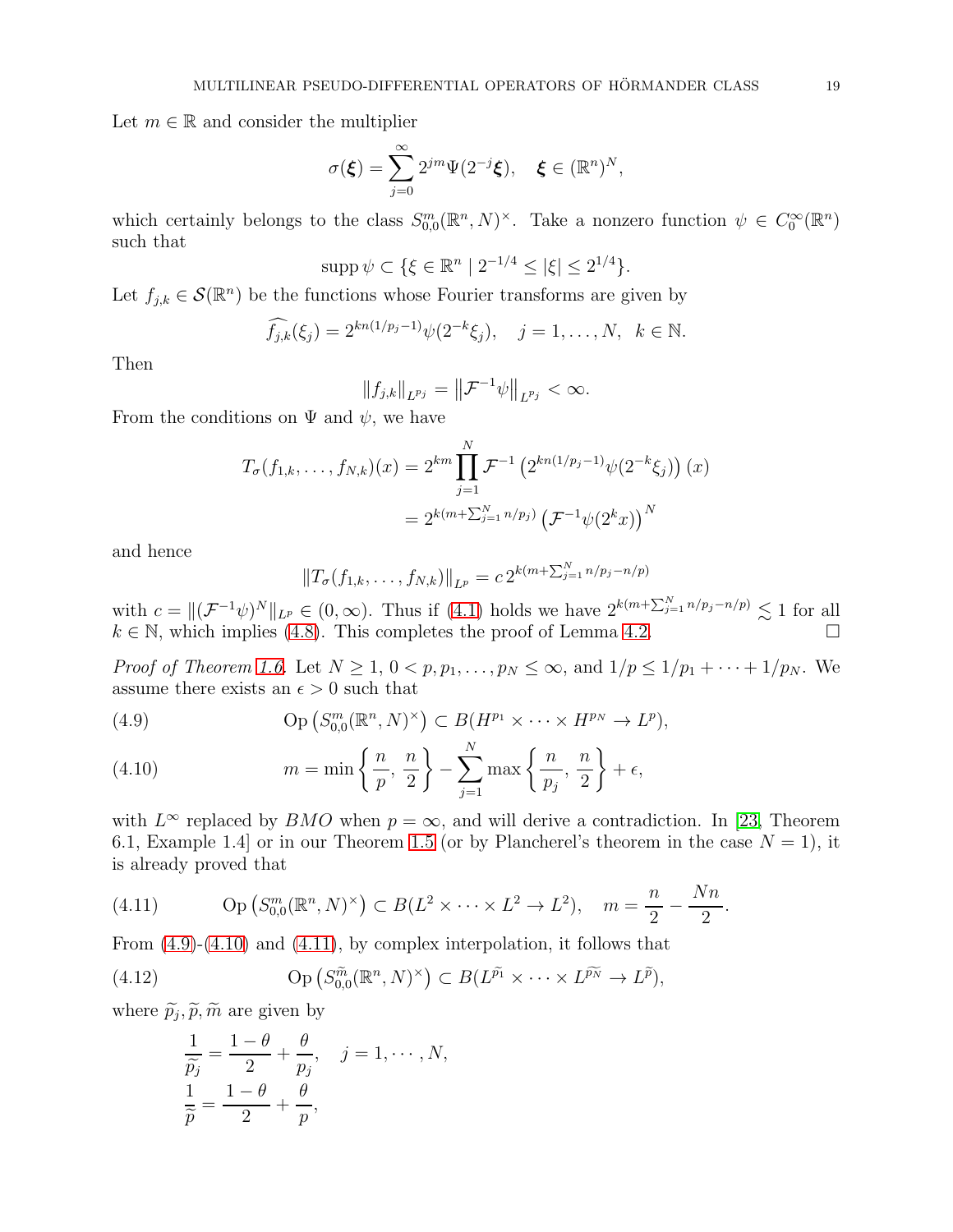Let $m \in \mathbb{R}$ and consider the multiplier

$$\sigma(\boldsymbol{\xi}) = \sum_{j=0}^{\infty} 2^{jm} \Psi(2^{-j}\boldsymbol{\xi}), \quad \boldsymbol{\xi} \in (\mathbb{R}^n)^N,$$

which certainly belongs to the class $S^m_{0,0}(\mathbb{R}^n, N)^{\times}$. Take a nonzero function $\psi \in C_0^{\infty}(\mathbb{R}^n)$ such that

$$\operatorname{supp} \psi \subset \{\xi \in \mathbb{R}^n \mid 2^{-1/4} \leq |\xi| \leq 2^{1/4}\}.$$

Let $f_{j,k} \in \mathcal{S}(\mathbb{R}^n)$ be the functions whose Fourier transforms are given by

$$\widehat{f_{j,k}}(\xi_j) = 2^{kn(1/p_j - 1)} \psi(2^{-k}\xi_j), \quad j = 1, \dots, N, \quad k \in \mathbb{N}.$$

Then

$$\|f_{j,k}\|_{L^{p_j}} = \left\|\mathcal{F}^{-1}\psi\right\|_{L^{p_j}} < \infty.$$

From the conditions on $\Psi$ and $\psi$, we have

$$\begin{aligned} T_{\sigma}(f_{1,k}, \dots, f_{N,k})(x) &= 2^{km} \prod_{j=1}^{N} \mathcal{F}^{-1}\left(2^{kn(1/p_j - 1)}\psi(2^{-k}\xi_j)\right)(x) \\ &= 2^{k(m + \sum_{j=1}^{N} n/p_j)} \left(\mathcal{F}^{-1}\psi(2^k x)\right)^N \end{aligned}$$

and hence

$$\|T_{\sigma}(f_{1,k}, \dots, f_{N,k})\|_{L^p} = c\, 2^{k(m + \sum_{j=1}^{N} n/p_j - n/p)}$$

with $c = \|(\mathcal{F}^{-1}\psi)^N\|_{L^p} \in (0, \infty)$. Thus if (4.1) holds we have $2^{k(m + \sum_{j=1}^{N} n/p_j - n/p)} \lesssim 1$ for all $k \in \mathbb{N}$, which implies (4.8). This completes the proof of Lemma 4.2. $\square$

*Proof of Theorem 1.6.* Let $N \geq 1$, $0 < p, p_1, \dots, p_N \leq \infty$, and $1/p \leq 1/p_1 + \dots + 1/p_N$. We assume there exists an $\epsilon > 0$ such that

$$\operatorname{Op}\left(S^m_{0,0}(\mathbb{R}^n, N)^{\times}\right) \subset B(H^{p_1} \times \dots \times H^{p_N} \to L^p), \tag{4.9}$$

$$m = \min\left\{\frac{n}{p}, \frac{n}{2}\right\} - \sum_{j=1}^{N} \max\left\{\frac{n}{p_j}, \frac{n}{2}\right\} + \epsilon, \tag{4.10}$$

with $L^{\infty}$ replaced by $BMO$ when $p = \infty$, and will derive a contradiction. In [23, Theorem 6.1, Example 1.4] or in our Theorem 1.5 (or by Plancherel's theorem in the case $N = 1$), it is already proved that

$$\operatorname{Op}\left(S^m_{0,0}(\mathbb{R}^n, N)^{\times}\right) \subset B(L^2 \times \dots \times L^2 \to L^2), \quad m = \frac{n}{2} - \frac{Nn}{2}. \tag{4.11}$$

From (4.9)-(4.10) and (4.11), by complex interpolation, it follows that

$$\operatorname{Op}\left(S^{\widetilde{m}}_{0,0}(\mathbb{R}^n, N)^{\times}\right) \subset B(L^{\widetilde{p}_1} \times \dots \times L^{\widetilde{p}_N} \to L^{\widetilde{p}}), \tag{4.12}$$

where $\widetilde{p}_j, \widetilde{p}, \widetilde{m}$ are given by

$$\begin{aligned} \frac{1}{\widetilde{p}_j} &= \frac{1-\theta}{2} + \frac{\theta}{p_j}, \quad j = 1, \cdots, N, \\ \frac{1}{\widetilde{p}} &= \frac{1-\theta}{2} + \frac{\theta}{p}, \end{aligned}$$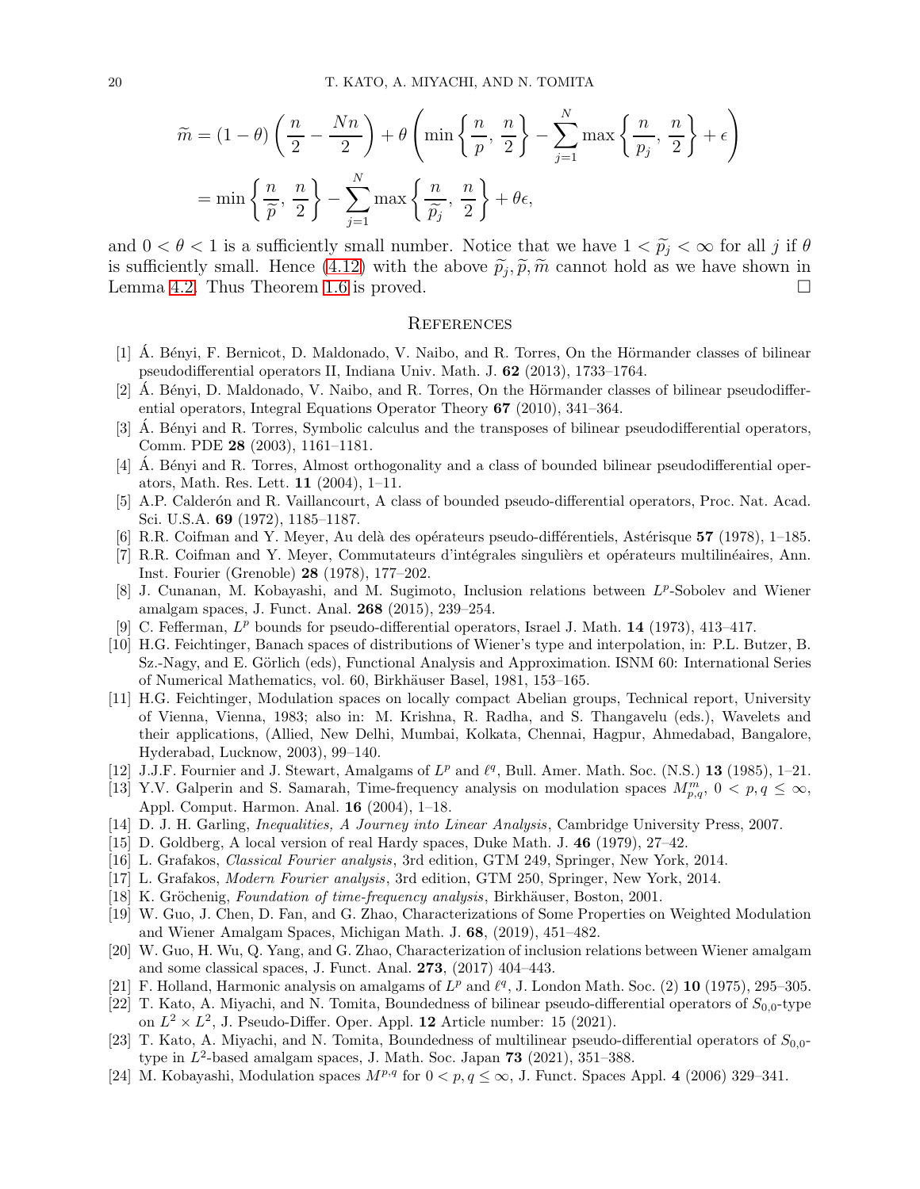$$
\begin{aligned}
\widetilde{m} &= (1-\theta)\left(\frac{n}{2} - \frac{Nn}{2}\right) + \theta\left(\min\left\{\frac{n}{p},\, \frac{n}{2}\right\} - \sum_{j=1}^{N} \max\left\{\frac{n}{p_j},\, \frac{n}{2}\right\} + \epsilon\right) \\
&= \min\left\{\frac{n}{\widetilde{p}},\, \frac{n}{2}\right\} - \sum_{j=1}^{N} \max\left\{\frac{n}{\widetilde{p_j}},\, \frac{n}{2}\right\} + \theta\epsilon,
\end{aligned}
$$

and $0 < \theta < 1$ is a sufficiently small number. Notice that we have $1 < \widetilde{p}_j < \infty$ for all $j$ if $\theta$ is sufficiently small. Hence (4.12) with the above $\widetilde{p}_j, \widetilde{p}, \widetilde{m}$ cannot hold as we have shown in Lemma 4.2. Thus Theorem 1.6 is proved. □

## References

[1] Á. Bényi, F. Bernicot, D. Maldonado, V. Naibo, and R. Torres, On the Hörmander classes of bilinear pseudodifferential operators II, Indiana Univ. Math. J. **62** (2013), 1733–1764.

[2] Á. Bényi, D. Maldonado, V. Naibo, and R. Torres, On the Hörmander classes of bilinear pseudodifferential operators, Integral Equations Operator Theory **67** (2010), 341–364.

[3] Á. Bényi and R. Torres, Symbolic calculus and the transposes of bilinear pseudodifferential operators, Comm. PDE **28** (2003), 1161–1181.

[4] Á. Bényi and R. Torres, Almost orthogonality and a class of bounded bilinear pseudodifferential operators, Math. Res. Lett. **11** (2004), 1–11.

[5] A.P. Calderón and R. Vaillancourt, A class of bounded pseudo-differential operators, Proc. Nat. Acad. Sci. U.S.A. **69** (1972), 1185–1187.

[6] R.R. Coifman and Y. Meyer, Au delà des opérateurs pseudo-différentiels, Astérisque **57** (1978), 1–185.

[7] R.R. Coifman and Y. Meyer, Commutateurs d'intégrales singuliērs et opérateurs multilinéaires, Ann. Inst. Fourier (Grenoble) **28** (1978), 177–202.

[8] J. Cunanan, M. Kobayashi, and M. Sugimoto, Inclusion relations between $L^p$-Sobolev and Wiener amalgam spaces, J. Funct. Anal. **268** (2015), 239–254.

[9] C. Fefferman, $L^p$ bounds for pseudo-differential operators, Israel J. Math. **14** (1973), 413–417.

[10] H.G. Feichtinger, Banach spaces of distributions of Wiener's type and interpolation, in: P.L. Butzer, B. Sz.-Nagy, and E. Görlich (eds), Functional Analysis and Approximation. ISNM 60: International Series of Numerical Mathematics, vol. 60, Birkhäuser Basel, 1981, 153–165.

[11] H.G. Feichtinger, Modulation spaces on locally compact Abelian groups, Technical report, University of Vienna, Vienna, 1983; also in: M. Krishna, R. Radha, and S. Thangavelu (eds.), Wavelets and their applications, (Allied, New Delhi, Mumbai, Kolkata, Chennai, Hagpur, Ahmedabad, Bangalore, Hyderabad, Lucknow, 2003), 99–140.

[12] J.J.F. Fournier and J. Stewart, Amalgams of $L^p$ and $\ell^q$, Bull. Amer. Math. Soc. (N.S.) **13** (1985), 1–21.

[13] Y.V. Galperin and S. Samarah, Time-frequency analysis on modulation spaces $M^m_{p,q}$, $0 < p, q \le \infty$, Appl. Comput. Harmon. Anal. **16** (2004), 1–18.

[14] D. J. H. Garling, *Inequalities, A Journey into Linear Analysis*, Cambridge University Press, 2007.

[15] D. Goldberg, A local version of real Hardy spaces, Duke Math. J. **46** (1979), 27–42.

[16] L. Grafakos, *Classical Fourier analysis*, 3rd edition, GTM 249, Springer, New York, 2014.

[17] L. Grafakos, *Modern Fourier analysis*, 3rd edition, GTM 250, Springer, New York, 2014.

[18] K. Gröchenig, *Foundation of time-frequency analysis*, Birkhäuser, Boston, 2001.

[19] W. Guo, J. Chen, D. Fan, and G. Zhao, Characterizations of Some Properties on Weighted Modulation and Wiener Amalgam Spaces, Michigan Math. J. **68**, (2019), 451–482.

[20] W. Guo, H. Wu, Q. Yang, and G. Zhao, Characterization of inclusion relations between Wiener amalgam and some classical spaces, J. Funct. Anal. **273**, (2017) 404–443.

[21] F. Holland, Harmonic analysis on amalgams of $L^p$ and $\ell^q$, J. London Math. Soc. (2) **10** (1975), 295–305.

[22] T. Kato, A. Miyachi, and N. Tomita, Boundedness of bilinear pseudo-differential operators of $S_{0,0}$-type on $L^2 \times L^2$, J. Pseudo-Differ. Oper. Appl. **12** Article number: 15 (2021).

[23] T. Kato, A. Miyachi, and N. Tomita, Boundedness of multilinear pseudo-differential operators of $S_{0,0}$-type in $L^2$-based amalgam spaces, J. Math. Soc. Japan **73** (2021), 351–388.

[24] M. Kobayashi, Modulation spaces $M^{p,q}$ for $0 < p, q \le \infty$, J. Funct. Spaces Appl. **4** (2006) 329–341.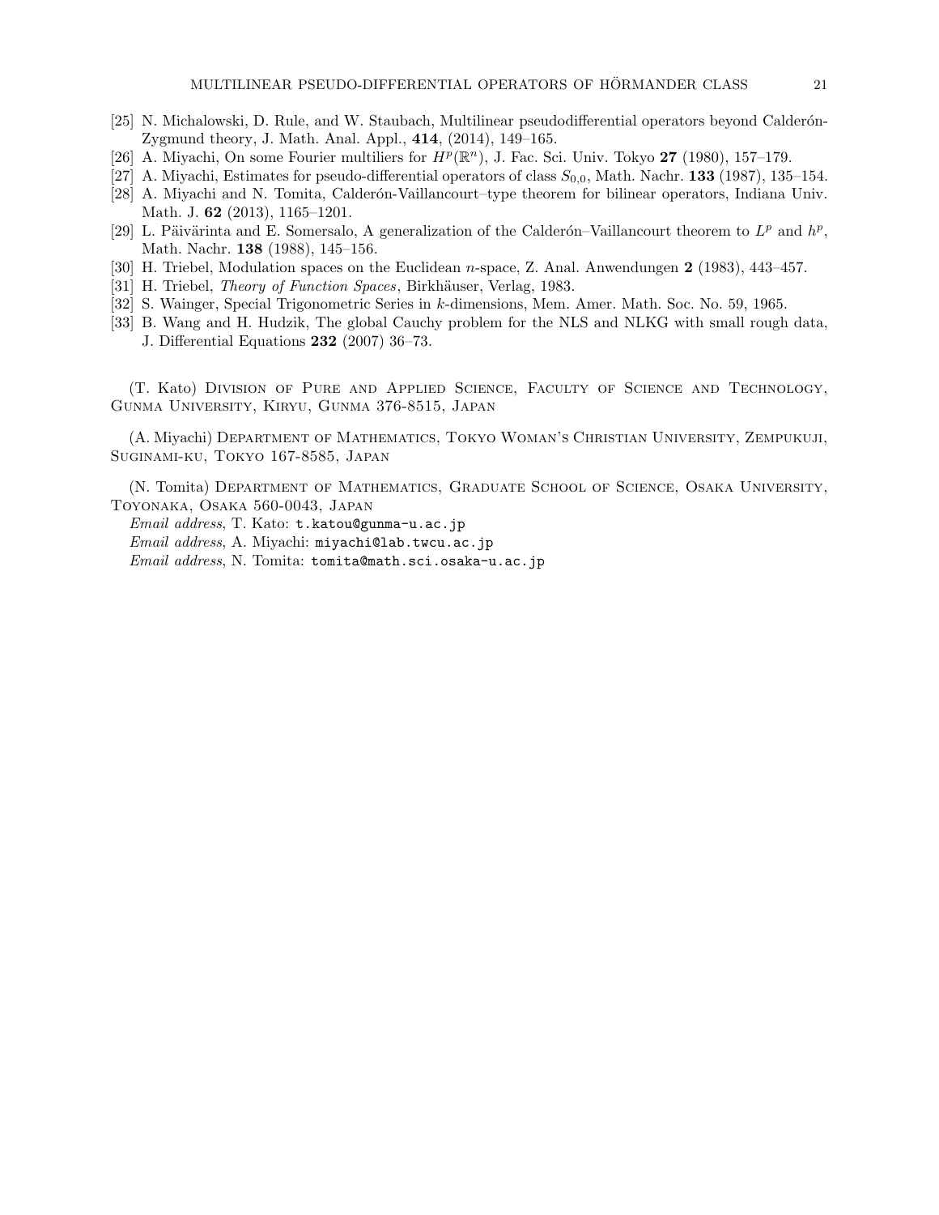[25] N. Michalowski, D. Rule, and W. Staubach, Multilinear pseudodifferential operators beyond Calderón-Zygmund theory, J. Math. Anal. Appl., **414**, (2014), 149–165.

[26] A. Miyachi, On some Fourier multiliers for $H^p(\mathbb{R}^n)$, J. Fac. Sci. Univ. Tokyo **27** (1980), 157–179.

[27] A. Miyachi, Estimates for pseudo-differential operators of class $S_{0,0}$, Math. Nachr. **133** (1987), 135–154.

[28] A. Miyachi and N. Tomita, Calderón-Vaillancourt–type theorem for bilinear operators, Indiana Univ. Math. J. **62** (2013), 1165–1201.

[29] L. Päivärinta and E. Somersalo, A generalization of the Calderón–Vaillancourt theorem to $L^p$ and $h^p$, Math. Nachr. **138** (1988), 145–156.

[30] H. Triebel, Modulation spaces on the Euclidean $n$-space, Z. Anal. Anwendungen **2** (1983), 443–457.

[31] H. Triebel, *Theory of Function Spaces*, Birkhäuser, Verlag, 1983.

[32] S. Wainger, Special Trigonometric Series in $k$-dimensions, Mem. Amer. Math. Soc. No. 59, 1965.

[33] B. Wang and H. Hudzik, The global Cauchy problem for the NLS and NLKG with small rough data, J. Differential Equations **232** (2007) 36–73.

(T. Kato) Division of Pure and Applied Science, Faculty of Science and Technology, Gunma University, Kiryu, Gunma 376-8515, Japan

(A. Miyachi) Department of Mathematics, Tokyo Woman's Christian University, Zempukuji, Suginami-ku, Tokyo 167-8585, Japan

(N. Tomita) Department of Mathematics, Graduate School of Science, Osaka University, Toyonaka, Osaka 560-0043, Japan

*Email address*, T. Kato: `t.katou@gunma-u.ac.jp`

*Email address*, A. Miyachi: `miyachi@lab.twcu.ac.jp`

*Email address*, N. Tomita: `tomita@math.sci.osaka-u.ac.jp`